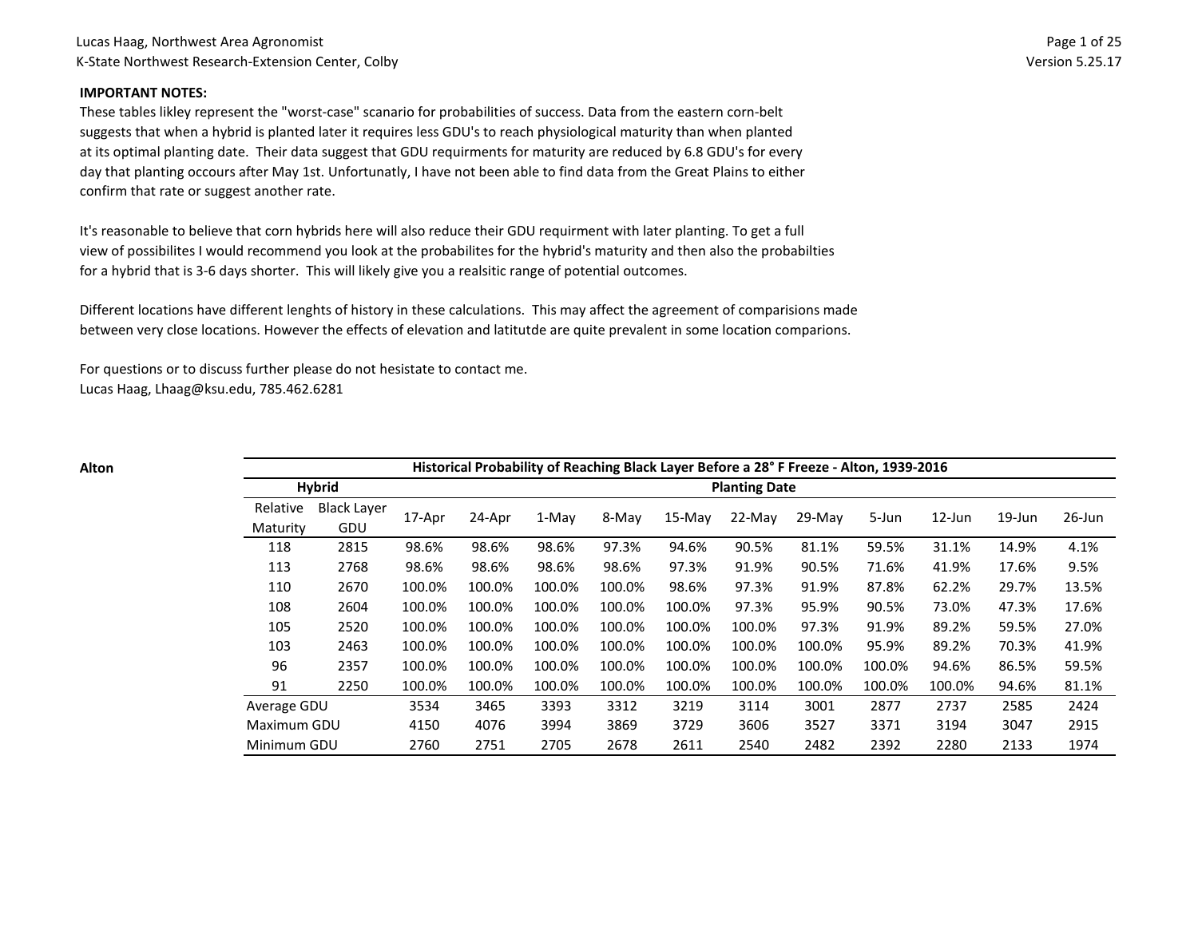**IMPORTANT NOTES:**

These tables likley represent the "worst-case" scenario for probabilities of success. Data from the eastern corn-belt suggests that when a hybrid is planted later it requires less GDU's to reach physiological maturity than when planted at its optimal planting date. Their data suggest that GDU requirments for maturity are reduced by 6.8 GDU's for every day that planting occours after May 1st. Unfortunatly, I have not been able to find data from the Great Plains to either confirm that rate or suggest another rate.

It's reasonable to believe that corn hybrids here will also reduce their GDU requirment with later planting. To get a full view of possibilites I would recommend you look at the probabilites for the hybrid's maturity and then also the probabilties for a hybrid that is 3-6 days shorter. This will likely give you a realsitic range of potential outcomes.

Different locations have different lenghts of history in these calculations. This may affect the agreement of comparisions made between very close locations. However the effects of elevation and latitutde are quite prevalent in some location comparions.

For questions or to discuss further please do not hesistate to contact me.
Lucas Haag, Lhaag@ksu.edu, 785.462.6281

**Alton**

**Historical Probability of Reaching Black Layer Before a 28° F Freeze - Alton, 1939-2016**

| Hybrid | | Planting Date | | | | | | | | | | |
|---|---|---|---|---|---|---|---|---|---|---|---|---|
| Relative Maturity | Black Layer GDU | 17-Apr | 24-Apr | 1-May | 8-May | 15-May | 22-May | 29-May | 5-Jun | 12-Jun | 19-Jun | 26-Jun |
| 118 | 2815 | 98.6% | 98.6% | 98.6% | 97.3% | 94.6% | 90.5% | 81.1% | 59.5% | 31.1% | 14.9% | 4.1% |
| 113 | 2768 | 98.6% | 98.6% | 98.6% | 98.6% | 97.3% | 91.9% | 90.5% | 71.6% | 41.9% | 17.6% | 9.5% |
| 110 | 2670 | 100.0% | 100.0% | 100.0% | 100.0% | 98.6% | 97.3% | 91.9% | 87.8% | 62.2% | 29.7% | 13.5% |
| 108 | 2604 | 100.0% | 100.0% | 100.0% | 100.0% | 100.0% | 97.3% | 95.9% | 90.5% | 73.0% | 47.3% | 17.6% |
| 105 | 2520 | 100.0% | 100.0% | 100.0% | 100.0% | 100.0% | 100.0% | 97.3% | 91.9% | 89.2% | 59.5% | 27.0% |
| 103 | 2463 | 100.0% | 100.0% | 100.0% | 100.0% | 100.0% | 100.0% | 100.0% | 95.9% | 89.2% | 70.3% | 41.9% |
| 96 | 2357 | 100.0% | 100.0% | 100.0% | 100.0% | 100.0% | 100.0% | 100.0% | 100.0% | 94.6% | 86.5% | 59.5% |
| 91 | 2250 | 100.0% | 100.0% | 100.0% | 100.0% | 100.0% | 100.0% | 100.0% | 100.0% | 100.0% | 94.6% | 81.1% |
| Average GDU | | 3534 | 3465 | 3393 | 3312 | 3219 | 3114 | 3001 | 2877 | 2737 | 2585 | 2424 |
| Maximum GDU | | 4150 | 4076 | 3994 | 3869 | 3729 | 3606 | 3527 | 3371 | 3194 | 3047 | 2915 |
| Minimum GDU | | 2760 | 2751 | 2705 | 2678 | 2611 | 2540 | 2482 | 2392 | 2280 | 2133 | 1974 |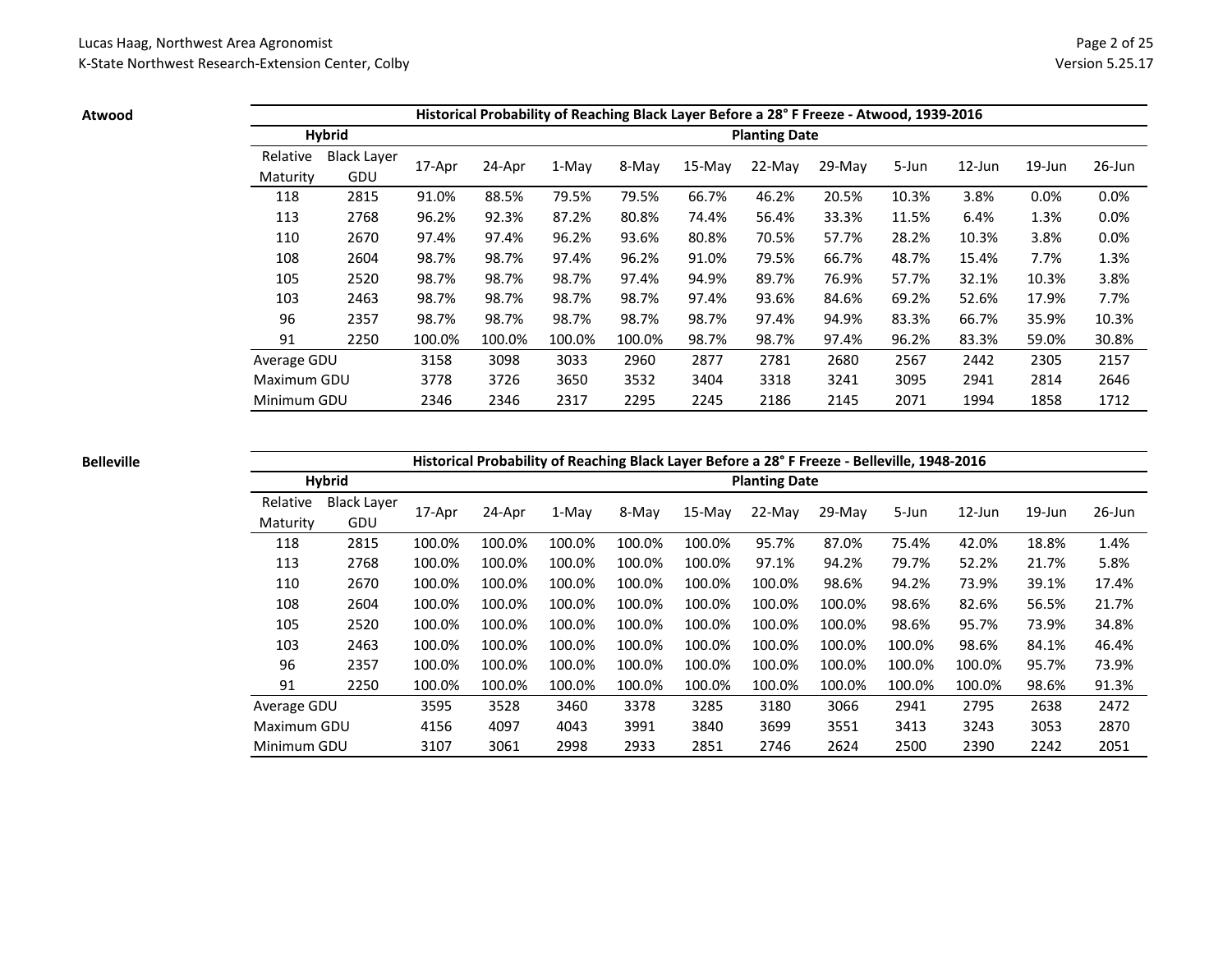**Atwood**

| Historical Probability of Reaching Black Layer Before a 28° F Freeze - Atwood, 1939-2016 | | | | | | | | | | | | |
|---|---|---|---|---|---|---|---|---|---|---|---|---|
| Hybrid | | Planting Date | | | | | | | | | | |
| Relative Maturity | Black Layer GDU | 17-Apr | 24-Apr | 1-May | 8-May | 15-May | 22-May | 29-May | 5-Jun | 12-Jun | 19-Jun | 26-Jun |
| 118 | 2815 | 91.0% | 88.5% | 79.5% | 79.5% | 66.7% | 46.2% | 20.5% | 10.3% | 3.8% | 0.0% | 0.0% |
| 113 | 2768 | 96.2% | 92.3% | 87.2% | 80.8% | 74.4% | 56.4% | 33.3% | 11.5% | 6.4% | 1.3% | 0.0% |
| 110 | 2670 | 97.4% | 97.4% | 96.2% | 93.6% | 80.8% | 70.5% | 57.7% | 28.2% | 10.3% | 3.8% | 0.0% |
| 108 | 2604 | 98.7% | 98.7% | 97.4% | 96.2% | 91.0% | 79.5% | 66.7% | 48.7% | 15.4% | 7.7% | 1.3% |
| 105 | 2520 | 98.7% | 98.7% | 98.7% | 97.4% | 94.9% | 89.7% | 76.9% | 57.7% | 32.1% | 10.3% | 3.8% |
| 103 | 2463 | 98.7% | 98.7% | 98.7% | 98.7% | 97.4% | 93.6% | 84.6% | 69.2% | 52.6% | 17.9% | 7.7% |
| 96 | 2357 | 98.7% | 98.7% | 98.7% | 98.7% | 98.7% | 97.4% | 94.9% | 83.3% | 66.7% | 35.9% | 10.3% |
| 91 | 2250 | 100.0% | 100.0% | 100.0% | 100.0% | 98.7% | 98.7% | 97.4% | 96.2% | 83.3% | 59.0% | 30.8% |
| Average GDU | | 3158 | 3098 | 3033 | 2960 | 2877 | 2781 | 2680 | 2567 | 2442 | 2305 | 2157 |
| Maximum GDU | | 3778 | 3726 | 3650 | 3532 | 3404 | 3318 | 3241 | 3095 | 2941 | 2814 | 2646 |
| Minimum GDU | | 2346 | 2346 | 2317 | 2295 | 2245 | 2186 | 2145 | 2071 | 1994 | 1858 | 1712 |

**Belleville**

| Historical Probability of Reaching Black Layer Before a 28° F Freeze - Belleville, 1948-2016 | | | | | | | | | | | | |
|---|---|---|---|---|---|---|---|---|---|---|---|---|
| Hybrid | | Planting Date | | | | | | | | | | |
| Relative Maturity | Black Layer GDU | 17-Apr | 24-Apr | 1-May | 8-May | 15-May | 22-May | 29-May | 5-Jun | 12-Jun | 19-Jun | 26-Jun |
| 118 | 2815 | 100.0% | 100.0% | 100.0% | 100.0% | 100.0% | 95.7% | 87.0% | 75.4% | 42.0% | 18.8% | 1.4% |
| 113 | 2768 | 100.0% | 100.0% | 100.0% | 100.0% | 100.0% | 97.1% | 94.2% | 79.7% | 52.2% | 21.7% | 5.8% |
| 110 | 2670 | 100.0% | 100.0% | 100.0% | 100.0% | 100.0% | 100.0% | 98.6% | 94.2% | 73.9% | 39.1% | 17.4% |
| 108 | 2604 | 100.0% | 100.0% | 100.0% | 100.0% | 100.0% | 100.0% | 100.0% | 98.6% | 82.6% | 56.5% | 21.7% |
| 105 | 2520 | 100.0% | 100.0% | 100.0% | 100.0% | 100.0% | 100.0% | 100.0% | 98.6% | 95.7% | 73.9% | 34.8% |
| 103 | 2463 | 100.0% | 100.0% | 100.0% | 100.0% | 100.0% | 100.0% | 100.0% | 100.0% | 98.6% | 84.1% | 46.4% |
| 96 | 2357 | 100.0% | 100.0% | 100.0% | 100.0% | 100.0% | 100.0% | 100.0% | 100.0% | 100.0% | 95.7% | 73.9% |
| 91 | 2250 | 100.0% | 100.0% | 100.0% | 100.0% | 100.0% | 100.0% | 100.0% | 100.0% | 100.0% | 98.6% | 91.3% |
| Average GDU | | 3595 | 3528 | 3460 | 3378 | 3285 | 3180 | 3066 | 2941 | 2795 | 2638 | 2472 |
| Maximum GDU | | 4156 | 4097 | 4043 | 3991 | 3840 | 3699 | 3551 | 3413 | 3243 | 3053 | 2870 |
| Minimum GDU | | 3107 | 3061 | 2998 | 2933 | 2851 | 2746 | 2624 | 2500 | 2390 | 2242 | 2051 |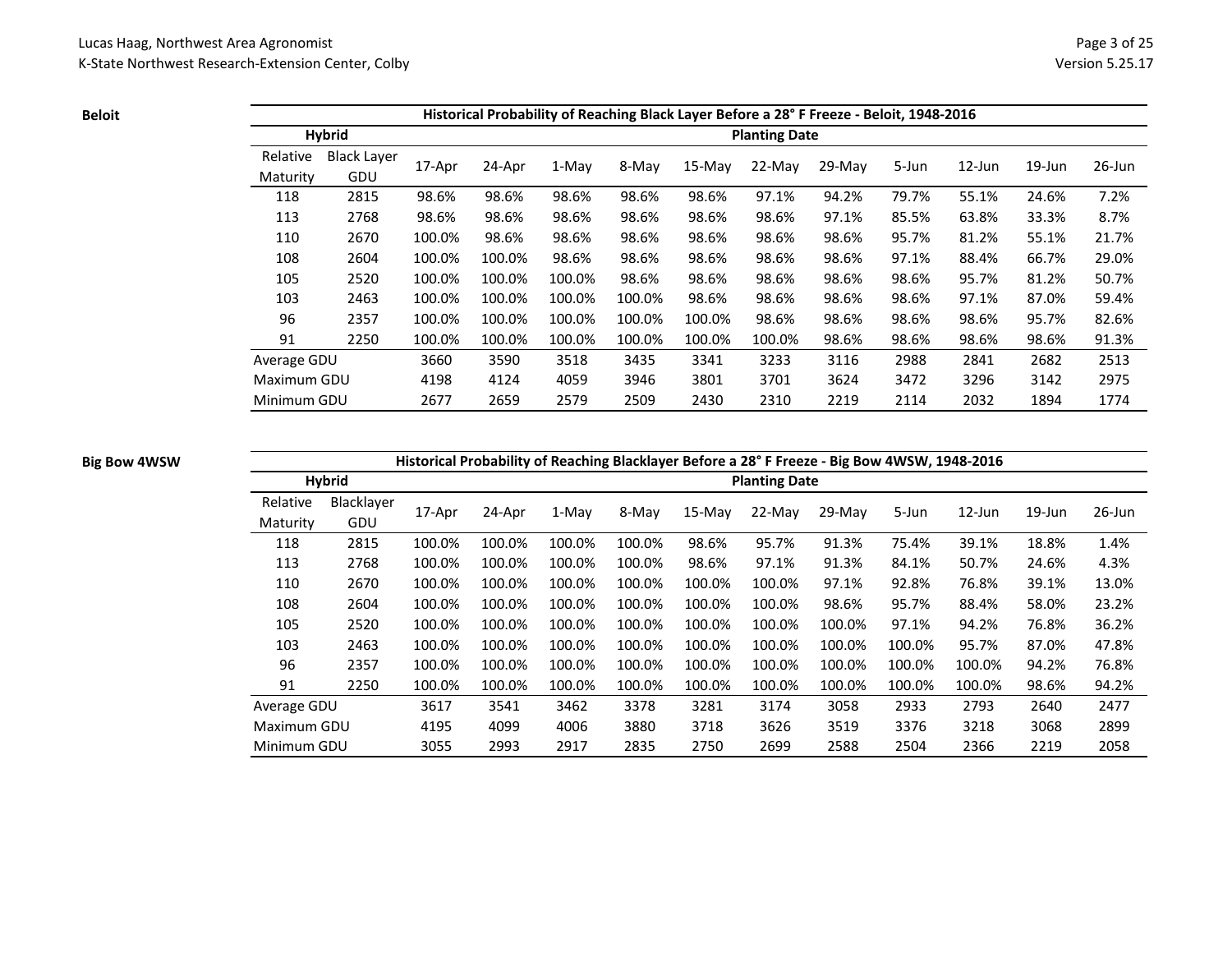**Beloit**

| Historical Probability of Reaching Black Layer Before a 28° F Freeze - Beloit, 1948-2016 | | | | | | | | | | | | |
|---|---|---|---|---|---|---|---|---|---|---|---|---|
| Hybrid | | Planting Date | | | | | | | | | | |
| Relative Maturity | Black Layer GDU | 17-Apr | 24-Apr | 1-May | 8-May | 15-May | 22-May | 29-May | 5-Jun | 12-Jun | 19-Jun | 26-Jun |
| 118 | 2815 | 98.6% | 98.6% | 98.6% | 98.6% | 98.6% | 97.1% | 94.2% | 79.7% | 55.1% | 24.6% | 7.2% |
| 113 | 2768 | 98.6% | 98.6% | 98.6% | 98.6% | 98.6% | 98.6% | 97.1% | 85.5% | 63.8% | 33.3% | 8.7% |
| 110 | 2670 | 100.0% | 98.6% | 98.6% | 98.6% | 98.6% | 98.6% | 98.6% | 95.7% | 81.2% | 55.1% | 21.7% |
| 108 | 2604 | 100.0% | 100.0% | 98.6% | 98.6% | 98.6% | 98.6% | 98.6% | 97.1% | 88.4% | 66.7% | 29.0% |
| 105 | 2520 | 100.0% | 100.0% | 100.0% | 98.6% | 98.6% | 98.6% | 98.6% | 98.6% | 95.7% | 81.2% | 50.7% |
| 103 | 2463 | 100.0% | 100.0% | 100.0% | 100.0% | 98.6% | 98.6% | 98.6% | 98.6% | 97.1% | 87.0% | 59.4% |
| 96 | 2357 | 100.0% | 100.0% | 100.0% | 100.0% | 100.0% | 98.6% | 98.6% | 98.6% | 98.6% | 95.7% | 82.6% |
| 91 | 2250 | 100.0% | 100.0% | 100.0% | 100.0% | 100.0% | 100.0% | 98.6% | 98.6% | 98.6% | 98.6% | 91.3% |
| Average GDU | | 3660 | 3590 | 3518 | 3435 | 3341 | 3233 | 3116 | 2988 | 2841 | 2682 | 2513 |
| Maximum GDU | | 4198 | 4124 | 4059 | 3946 | 3801 | 3701 | 3624 | 3472 | 3296 | 3142 | 2975 |
| Minimum GDU | | 2677 | 2659 | 2579 | 2509 | 2430 | 2310 | 2219 | 2114 | 2032 | 1894 | 1774 |

**Big Bow 4WSW**

| Historical Probability of Reaching Blacklayer Before a 28° F Freeze - Big Bow 4WSW, 1948-2016 | | | | | | | | | | | | |
|---|---|---|---|---|---|---|---|---|---|---|---|---|
| Hybrid | | Planting Date | | | | | | | | | | |
| Relative Maturity | Blacklayer GDU | 17-Apr | 24-Apr | 1-May | 8-May | 15-May | 22-May | 29-May | 5-Jun | 12-Jun | 19-Jun | 26-Jun |
| 118 | 2815 | 100.0% | 100.0% | 100.0% | 100.0% | 98.6% | 95.7% | 91.3% | 75.4% | 39.1% | 18.8% | 1.4% |
| 113 | 2768 | 100.0% | 100.0% | 100.0% | 100.0% | 98.6% | 97.1% | 91.3% | 84.1% | 50.7% | 24.6% | 4.3% |
| 110 | 2670 | 100.0% | 100.0% | 100.0% | 100.0% | 100.0% | 100.0% | 97.1% | 92.8% | 76.8% | 39.1% | 13.0% |
| 108 | 2604 | 100.0% | 100.0% | 100.0% | 100.0% | 100.0% | 100.0% | 98.6% | 95.7% | 88.4% | 58.0% | 23.2% |
| 105 | 2520 | 100.0% | 100.0% | 100.0% | 100.0% | 100.0% | 100.0% | 100.0% | 97.1% | 94.2% | 76.8% | 36.2% |
| 103 | 2463 | 100.0% | 100.0% | 100.0% | 100.0% | 100.0% | 100.0% | 100.0% | 100.0% | 95.7% | 87.0% | 47.8% |
| 96 | 2357 | 100.0% | 100.0% | 100.0% | 100.0% | 100.0% | 100.0% | 100.0% | 100.0% | 100.0% | 94.2% | 76.8% |
| 91 | 2250 | 100.0% | 100.0% | 100.0% | 100.0% | 100.0% | 100.0% | 100.0% | 100.0% | 100.0% | 98.6% | 94.2% |
| Average GDU | | 3617 | 3541 | 3462 | 3378 | 3281 | 3174 | 3058 | 2933 | 2793 | 2640 | 2477 |
| Maximum GDU | | 4195 | 4099 | 4006 | 3880 | 3718 | 3626 | 3519 | 3376 | 3218 | 3068 | 2899 |
| Minimum GDU | | 3055 | 2993 | 2917 | 2835 | 2750 | 2699 | 2588 | 2504 | 2366 | 2219 | 2058 |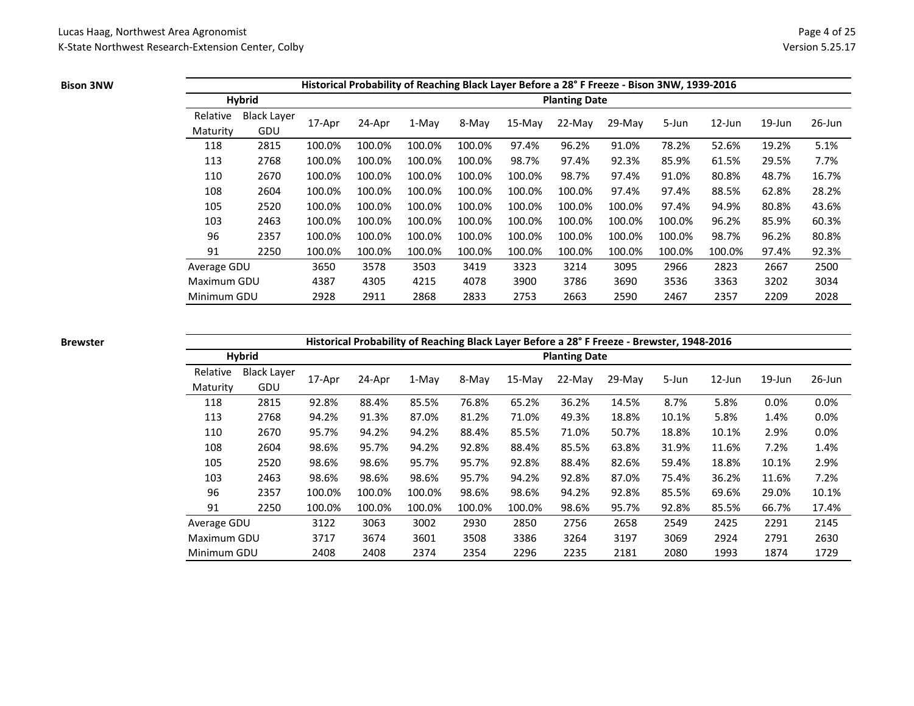**Bison 3NW**

| Historical Probability of Reaching Black Layer Before a 28° F Freeze - Bison 3NW, 1939-2016 | | | | | | | | | | | | |
|---|---|---|---|---|---|---|---|---|---|---|---|---|
| Hybrid | | Planting Date | | | | | | | | | | |
| Relative Maturity | Black Layer GDU | 17-Apr | 24-Apr | 1-May | 8-May | 15-May | 22-May | 29-May | 5-Jun | 12-Jun | 19-Jun | 26-Jun |
| 118 | 2815 | 100.0% | 100.0% | 100.0% | 100.0% | 97.4% | 96.2% | 91.0% | 78.2% | 52.6% | 19.2% | 5.1% |
| 113 | 2768 | 100.0% | 100.0% | 100.0% | 100.0% | 98.7% | 97.4% | 92.3% | 85.9% | 61.5% | 29.5% | 7.7% |
| 110 | 2670 | 100.0% | 100.0% | 100.0% | 100.0% | 100.0% | 98.7% | 97.4% | 91.0% | 80.8% | 48.7% | 16.7% |
| 108 | 2604 | 100.0% | 100.0% | 100.0% | 100.0% | 100.0% | 100.0% | 97.4% | 97.4% | 88.5% | 62.8% | 28.2% |
| 105 | 2520 | 100.0% | 100.0% | 100.0% | 100.0% | 100.0% | 100.0% | 100.0% | 97.4% | 94.9% | 80.8% | 43.6% |
| 103 | 2463 | 100.0% | 100.0% | 100.0% | 100.0% | 100.0% | 100.0% | 100.0% | 100.0% | 96.2% | 85.9% | 60.3% |
| 96 | 2357 | 100.0% | 100.0% | 100.0% | 100.0% | 100.0% | 100.0% | 100.0% | 100.0% | 98.7% | 96.2% | 80.8% |
| 91 | 2250 | 100.0% | 100.0% | 100.0% | 100.0% | 100.0% | 100.0% | 100.0% | 100.0% | 100.0% | 97.4% | 92.3% |
| Average GDU | | 3650 | 3578 | 3503 | 3419 | 3323 | 3214 | 3095 | 2966 | 2823 | 2667 | 2500 |
| Maximum GDU | | 4387 | 4305 | 4215 | 4078 | 3900 | 3786 | 3690 | 3536 | 3363 | 3202 | 3034 |
| Minimum GDU | | 2928 | 2911 | 2868 | 2833 | 2753 | 2663 | 2590 | 2467 | 2357 | 2209 | 2028 |

**Brewster**

| Historical Probability of Reaching Black Layer Before a 28° F Freeze - Brewster, 1948-2016 | | | | | | | | | | | | |
|---|---|---|---|---|---|---|---|---|---|---|---|---|
| Hybrid | | Planting Date | | | | | | | | | | |
| Relative Maturity | Black Layer GDU | 17-Apr | 24-Apr | 1-May | 8-May | 15-May | 22-May | 29-May | 5-Jun | 12-Jun | 19-Jun | 26-Jun |
| 118 | 2815 | 92.8% | 88.4% | 85.5% | 76.8% | 65.2% | 36.2% | 14.5% | 8.7% | 5.8% | 0.0% | 0.0% |
| 113 | 2768 | 94.2% | 91.3% | 87.0% | 81.2% | 71.0% | 49.3% | 18.8% | 10.1% | 5.8% | 1.4% | 0.0% |
| 110 | 2670 | 95.7% | 94.2% | 94.2% | 88.4% | 85.5% | 71.0% | 50.7% | 18.8% | 10.1% | 2.9% | 0.0% |
| 108 | 2604 | 98.6% | 95.7% | 94.2% | 92.8% | 88.4% | 85.5% | 63.8% | 31.9% | 11.6% | 7.2% | 1.4% |
| 105 | 2520 | 98.6% | 98.6% | 95.7% | 95.7% | 92.8% | 88.4% | 82.6% | 59.4% | 18.8% | 10.1% | 2.9% |
| 103 | 2463 | 98.6% | 98.6% | 98.6% | 95.7% | 94.2% | 92.8% | 87.0% | 75.4% | 36.2% | 11.6% | 7.2% |
| 96 | 2357 | 100.0% | 100.0% | 100.0% | 98.6% | 98.6% | 94.2% | 92.8% | 85.5% | 69.6% | 29.0% | 10.1% |
| 91 | 2250 | 100.0% | 100.0% | 100.0% | 100.0% | 100.0% | 98.6% | 95.7% | 92.8% | 85.5% | 66.7% | 17.4% |
| Average GDU | | 3122 | 3063 | 3002 | 2930 | 2850 | 2756 | 2658 | 2549 | 2425 | 2291 | 2145 |
| Maximum GDU | | 3717 | 3674 | 3601 | 3508 | 3386 | 3264 | 3197 | 3069 | 2924 | 2791 | 2630 |
| Minimum GDU | | 2408 | 2408 | 2374 | 2354 | 2296 | 2235 | 2181 | 2080 | 1993 | 1874 | 1729 |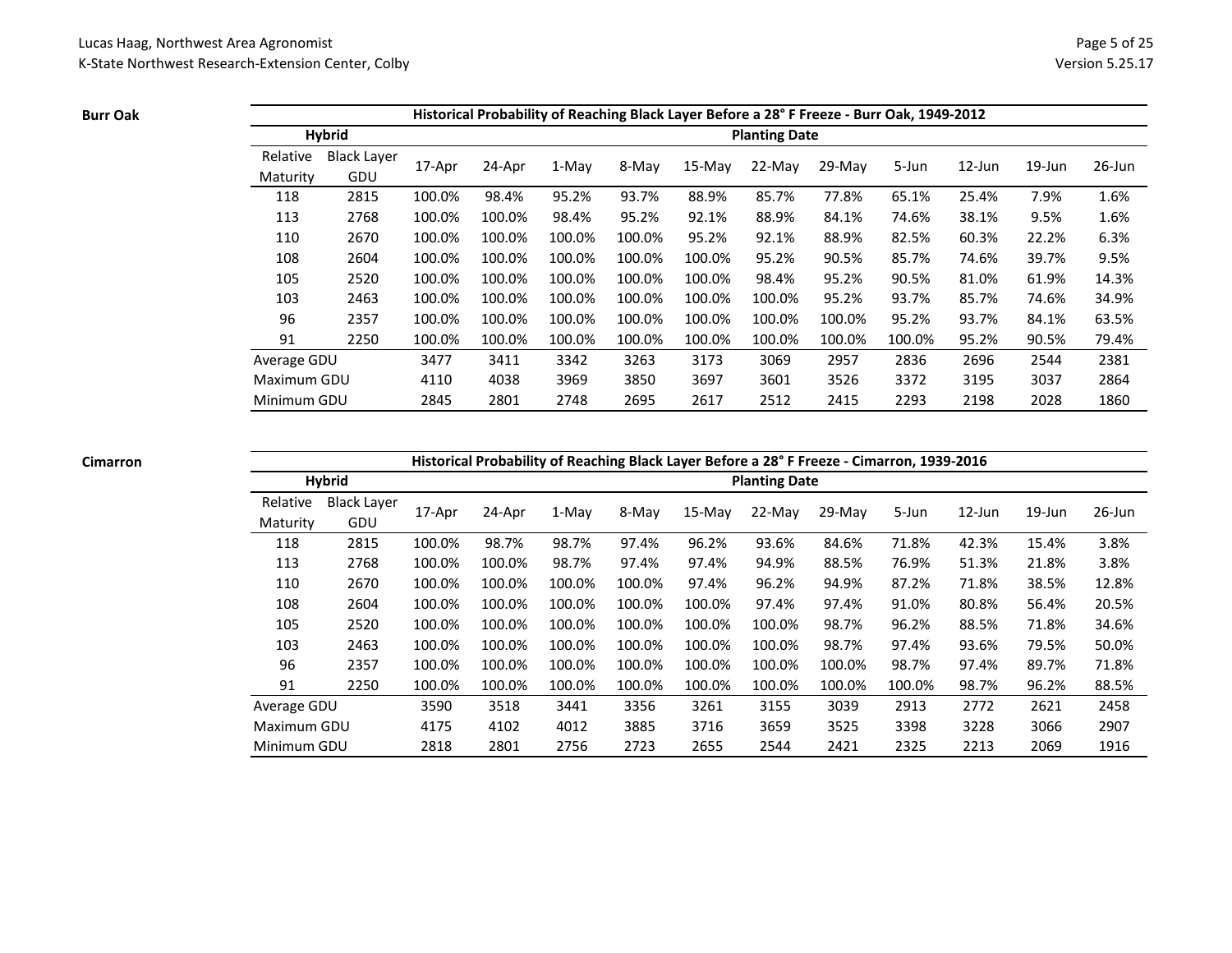**Burr Oak**

| Historical Probability of Reaching Black Layer Before a 28° F Freeze - Burr Oak, 1949-2012 | | | | | | | | | | | | |
|---|---|---|---|---|---|---|---|---|---|---|---|---|
| Hybrid | | Planting Date | | | | | | | | | | |
| Relative Maturity | Black Layer GDU | 17-Apr | 24-Apr | 1-May | 8-May | 15-May | 22-May | 29-May | 5-Jun | 12-Jun | 19-Jun | 26-Jun |
| 118 | 2815 | 100.0% | 98.4% | 95.2% | 93.7% | 88.9% | 85.7% | 77.8% | 65.1% | 25.4% | 7.9% | 1.6% |
| 113 | 2768 | 100.0% | 100.0% | 98.4% | 95.2% | 92.1% | 88.9% | 84.1% | 74.6% | 38.1% | 9.5% | 1.6% |
| 110 | 2670 | 100.0% | 100.0% | 100.0% | 100.0% | 95.2% | 92.1% | 88.9% | 82.5% | 60.3% | 22.2% | 6.3% |
| 108 | 2604 | 100.0% | 100.0% | 100.0% | 100.0% | 100.0% | 95.2% | 90.5% | 85.7% | 74.6% | 39.7% | 9.5% |
| 105 | 2520 | 100.0% | 100.0% | 100.0% | 100.0% | 100.0% | 98.4% | 95.2% | 90.5% | 81.0% | 61.9% | 14.3% |
| 103 | 2463 | 100.0% | 100.0% | 100.0% | 100.0% | 100.0% | 100.0% | 95.2% | 93.7% | 85.7% | 74.6% | 34.9% |
| 96 | 2357 | 100.0% | 100.0% | 100.0% | 100.0% | 100.0% | 100.0% | 100.0% | 95.2% | 93.7% | 84.1% | 63.5% |
| 91 | 2250 | 100.0% | 100.0% | 100.0% | 100.0% | 100.0% | 100.0% | 100.0% | 100.0% | 95.2% | 90.5% | 79.4% |
| Average GDU | | 3477 | 3411 | 3342 | 3263 | 3173 | 3069 | 2957 | 2836 | 2696 | 2544 | 2381 |
| Maximum GDU | | 4110 | 4038 | 3969 | 3850 | 3697 | 3601 | 3526 | 3372 | 3195 | 3037 | 2864 |
| Minimum GDU | | 2845 | 2801 | 2748 | 2695 | 2617 | 2512 | 2415 | 2293 | 2198 | 2028 | 1860 |

**Cimarron**

| Historical Probability of Reaching Black Layer Before a 28° F Freeze - Cimarron, 1939-2016 | | | | | | | | | | | | |
|---|---|---|---|---|---|---|---|---|---|---|---|---|
| Hybrid | | Planting Date | | | | | | | | | | |
| Relative Maturity | Black Layer GDU | 17-Apr | 24-Apr | 1-May | 8-May | 15-May | 22-May | 29-May | 5-Jun | 12-Jun | 19-Jun | 26-Jun |
| 118 | 2815 | 100.0% | 98.7% | 98.7% | 97.4% | 96.2% | 93.6% | 84.6% | 71.8% | 42.3% | 15.4% | 3.8% |
| 113 | 2768 | 100.0% | 100.0% | 98.7% | 97.4% | 97.4% | 94.9% | 88.5% | 76.9% | 51.3% | 21.8% | 3.8% |
| 110 | 2670 | 100.0% | 100.0% | 100.0% | 100.0% | 97.4% | 96.2% | 94.9% | 87.2% | 71.8% | 38.5% | 12.8% |
| 108 | 2604 | 100.0% | 100.0% | 100.0% | 100.0% | 100.0% | 97.4% | 97.4% | 91.0% | 80.8% | 56.4% | 20.5% |
| 105 | 2520 | 100.0% | 100.0% | 100.0% | 100.0% | 100.0% | 100.0% | 98.7% | 96.2% | 88.5% | 71.8% | 34.6% |
| 103 | 2463 | 100.0% | 100.0% | 100.0% | 100.0% | 100.0% | 100.0% | 98.7% | 97.4% | 93.6% | 79.5% | 50.0% |
| 96 | 2357 | 100.0% | 100.0% | 100.0% | 100.0% | 100.0% | 100.0% | 100.0% | 98.7% | 97.4% | 89.7% | 71.8% |
| 91 | 2250 | 100.0% | 100.0% | 100.0% | 100.0% | 100.0% | 100.0% | 100.0% | 100.0% | 98.7% | 96.2% | 88.5% |
| Average GDU | | 3590 | 3518 | 3441 | 3356 | 3261 | 3155 | 3039 | 2913 | 2772 | 2621 | 2458 |
| Maximum GDU | | 4175 | 4102 | 4012 | 3885 | 3716 | 3659 | 3525 | 3398 | 3228 | 3066 | 2907 |
| Minimum GDU | | 2818 | 2801 | 2756 | 2723 | 2655 | 2544 | 2421 | 2325 | 2213 | 2069 | 1916 |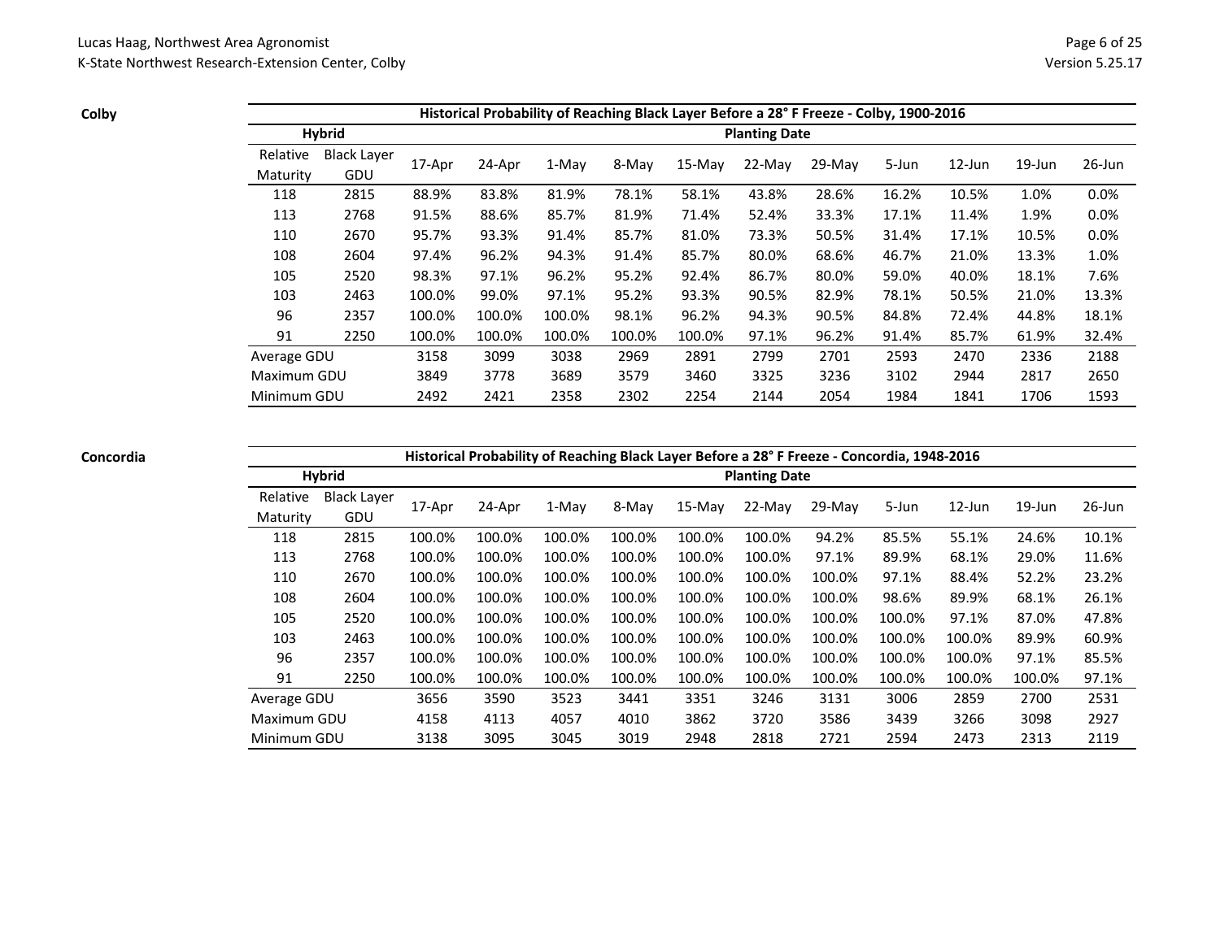**Colby**

| Historical Probability of Reaching Black Layer Before a 28° F Freeze - Colby, 1900-2016 | | | | | | | | | | | | |
|---|---|---|---|---|---|---|---|---|---|---|---|---|
| Hybrid | | Planting Date | | | | | | | | | | |
| Relative Maturity | Black Layer GDU | 17-Apr | 24-Apr | 1-May | 8-May | 15-May | 22-May | 29-May | 5-Jun | 12-Jun | 19-Jun | 26-Jun |
| 118 | 2815 | 88.9% | 83.8% | 81.9% | 78.1% | 58.1% | 43.8% | 28.6% | 16.2% | 10.5% | 1.0% | 0.0% |
| 113 | 2768 | 91.5% | 88.6% | 85.7% | 81.9% | 71.4% | 52.4% | 33.3% | 17.1% | 11.4% | 1.9% | 0.0% |
| 110 | 2670 | 95.7% | 93.3% | 91.4% | 85.7% | 81.0% | 73.3% | 50.5% | 31.4% | 17.1% | 10.5% | 0.0% |
| 108 | 2604 | 97.4% | 96.2% | 94.3% | 91.4% | 85.7% | 80.0% | 68.6% | 46.7% | 21.0% | 13.3% | 1.0% |
| 105 | 2520 | 98.3% | 97.1% | 96.2% | 95.2% | 92.4% | 86.7% | 80.0% | 59.0% | 40.0% | 18.1% | 7.6% |
| 103 | 2463 | 100.0% | 99.0% | 97.1% | 95.2% | 93.3% | 90.5% | 82.9% | 78.1% | 50.5% | 21.0% | 13.3% |
| 96 | 2357 | 100.0% | 100.0% | 100.0% | 98.1% | 96.2% | 94.3% | 90.5% | 84.8% | 72.4% | 44.8% | 18.1% |
| 91 | 2250 | 100.0% | 100.0% | 100.0% | 100.0% | 100.0% | 97.1% | 96.2% | 91.4% | 85.7% | 61.9% | 32.4% |
| Average GDU | | 3158 | 3099 | 3038 | 2969 | 2891 | 2799 | 2701 | 2593 | 2470 | 2336 | 2188 |
| Maximum GDU | | 3849 | 3778 | 3689 | 3579 | 3460 | 3325 | 3236 | 3102 | 2944 | 2817 | 2650 |
| Minimum GDU | | 2492 | 2421 | 2358 | 2302 | 2254 | 2144 | 2054 | 1984 | 1841 | 1706 | 1593 |

**Concordia**

| Historical Probability of Reaching Black Layer Before a 28° F Freeze - Concordia, 1948-2016 | | | | | | | | | | | | |
|---|---|---|---|---|---|---|---|---|---|---|---|---|
| Hybrid | | Planting Date | | | | | | | | | | |
| Relative Maturity | Black Layer GDU | 17-Apr | 24-Apr | 1-May | 8-May | 15-May | 22-May | 29-May | 5-Jun | 12-Jun | 19-Jun | 26-Jun |
| 118 | 2815 | 100.0% | 100.0% | 100.0% | 100.0% | 100.0% | 100.0% | 94.2% | 85.5% | 55.1% | 24.6% | 10.1% |
| 113 | 2768 | 100.0% | 100.0% | 100.0% | 100.0% | 100.0% | 100.0% | 97.1% | 89.9% | 68.1% | 29.0% | 11.6% |
| 110 | 2670 | 100.0% | 100.0% | 100.0% | 100.0% | 100.0% | 100.0% | 100.0% | 97.1% | 88.4% | 52.2% | 23.2% |
| 108 | 2604 | 100.0% | 100.0% | 100.0% | 100.0% | 100.0% | 100.0% | 100.0% | 98.6% | 89.9% | 68.1% | 26.1% |
| 105 | 2520 | 100.0% | 100.0% | 100.0% | 100.0% | 100.0% | 100.0% | 100.0% | 100.0% | 97.1% | 87.0% | 47.8% |
| 103 | 2463 | 100.0% | 100.0% | 100.0% | 100.0% | 100.0% | 100.0% | 100.0% | 100.0% | 100.0% | 89.9% | 60.9% |
| 96 | 2357 | 100.0% | 100.0% | 100.0% | 100.0% | 100.0% | 100.0% | 100.0% | 100.0% | 100.0% | 97.1% | 85.5% |
| 91 | 2250 | 100.0% | 100.0% | 100.0% | 100.0% | 100.0% | 100.0% | 100.0% | 100.0% | 100.0% | 100.0% | 97.1% |
| Average GDU | | 3656 | 3590 | 3523 | 3441 | 3351 | 3246 | 3131 | 3006 | 2859 | 2700 | 2531 |
| Maximum GDU | | 4158 | 4113 | 4057 | 4010 | 3862 | 3720 | 3586 | 3439 | 3266 | 3098 | 2927 |
| Minimum GDU | | 3138 | 3095 | 3045 | 3019 | 2948 | 2818 | 2721 | 2594 | 2473 | 2313 | 2119 |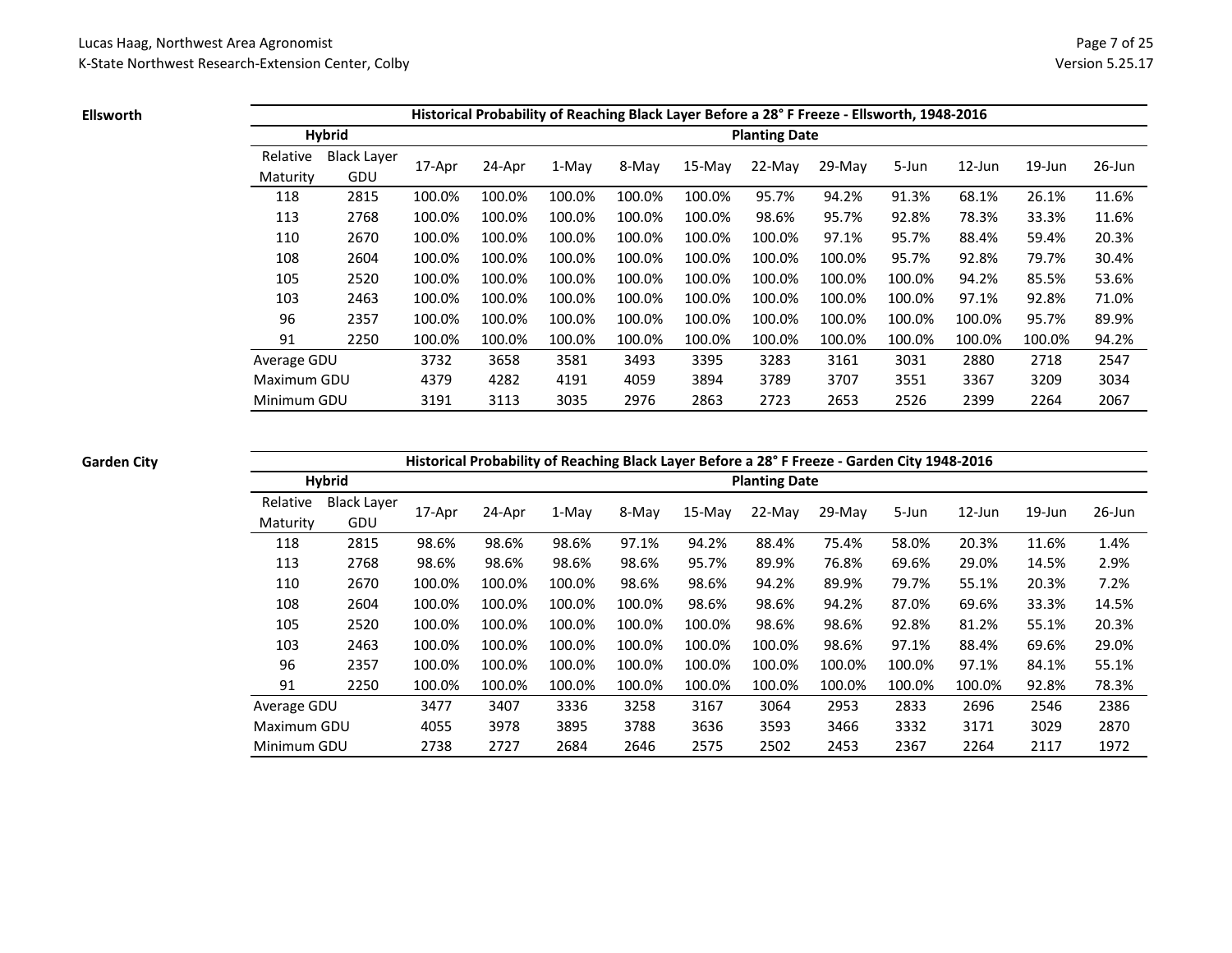**Ellsworth**

| Historical Probability of Reaching Black Layer Before a 28° F Freeze - Ellsworth, 1948-2016 | | | | | | | | | | | | |
|---|---|---|---|---|---|---|---|---|---|---|---|---|
| Hybrid | | Planting Date | | | | | | | | | | |
| Relative Maturity | Black Layer GDU | 17-Apr | 24-Apr | 1-May | 8-May | 15-May | 22-May | 29-May | 5-Jun | 12-Jun | 19-Jun | 26-Jun |
| 118 | 2815 | 100.0% | 100.0% | 100.0% | 100.0% | 100.0% | 95.7% | 94.2% | 91.3% | 68.1% | 26.1% | 11.6% |
| 113 | 2768 | 100.0% | 100.0% | 100.0% | 100.0% | 100.0% | 98.6% | 95.7% | 92.8% | 78.3% | 33.3% | 11.6% |
| 110 | 2670 | 100.0% | 100.0% | 100.0% | 100.0% | 100.0% | 100.0% | 97.1% | 95.7% | 88.4% | 59.4% | 20.3% |
| 108 | 2604 | 100.0% | 100.0% | 100.0% | 100.0% | 100.0% | 100.0% | 100.0% | 95.7% | 92.8% | 79.7% | 30.4% |
| 105 | 2520 | 100.0% | 100.0% | 100.0% | 100.0% | 100.0% | 100.0% | 100.0% | 100.0% | 94.2% | 85.5% | 53.6% |
| 103 | 2463 | 100.0% | 100.0% | 100.0% | 100.0% | 100.0% | 100.0% | 100.0% | 100.0% | 97.1% | 92.8% | 71.0% |
| 96 | 2357 | 100.0% | 100.0% | 100.0% | 100.0% | 100.0% | 100.0% | 100.0% | 100.0% | 100.0% | 95.7% | 89.9% |
| 91 | 2250 | 100.0% | 100.0% | 100.0% | 100.0% | 100.0% | 100.0% | 100.0% | 100.0% | 100.0% | 100.0% | 94.2% |
| Average GDU | | 3732 | 3658 | 3581 | 3493 | 3395 | 3283 | 3161 | 3031 | 2880 | 2718 | 2547 |
| Maximum GDU | | 4379 | 4282 | 4191 | 4059 | 3894 | 3789 | 3707 | 3551 | 3367 | 3209 | 3034 |
| Minimum GDU | | 3191 | 3113 | 3035 | 2976 | 2863 | 2723 | 2653 | 2526 | 2399 | 2264 | 2067 |

**Garden City**

| Historical Probability of Reaching Black Layer Before a 28° F Freeze - Garden City 1948-2016 | | | | | | | | | | | | |
|---|---|---|---|---|---|---|---|---|---|---|---|---|
| Hybrid | | Planting Date | | | | | | | | | | |
| Relative Maturity | Black Layer GDU | 17-Apr | 24-Apr | 1-May | 8-May | 15-May | 22-May | 29-May | 5-Jun | 12-Jun | 19-Jun | 26-Jun |
| 118 | 2815 | 98.6% | 98.6% | 98.6% | 97.1% | 94.2% | 88.4% | 75.4% | 58.0% | 20.3% | 11.6% | 1.4% |
| 113 | 2768 | 98.6% | 98.6% | 98.6% | 98.6% | 95.7% | 89.9% | 76.8% | 69.6% | 29.0% | 14.5% | 2.9% |
| 110 | 2670 | 100.0% | 100.0% | 100.0% | 98.6% | 98.6% | 94.2% | 89.9% | 79.7% | 55.1% | 20.3% | 7.2% |
| 108 | 2604 | 100.0% | 100.0% | 100.0% | 100.0% | 98.6% | 98.6% | 94.2% | 87.0% | 69.6% | 33.3% | 14.5% |
| 105 | 2520 | 100.0% | 100.0% | 100.0% | 100.0% | 100.0% | 98.6% | 98.6% | 92.8% | 81.2% | 55.1% | 20.3% |
| 103 | 2463 | 100.0% | 100.0% | 100.0% | 100.0% | 100.0% | 100.0% | 98.6% | 97.1% | 88.4% | 69.6% | 29.0% |
| 96 | 2357 | 100.0% | 100.0% | 100.0% | 100.0% | 100.0% | 100.0% | 100.0% | 100.0% | 97.1% | 84.1% | 55.1% |
| 91 | 2250 | 100.0% | 100.0% | 100.0% | 100.0% | 100.0% | 100.0% | 100.0% | 100.0% | 100.0% | 92.8% | 78.3% |
| Average GDU | | 3477 | 3407 | 3336 | 3258 | 3167 | 3064 | 2953 | 2833 | 2696 | 2546 | 2386 |
| Maximum GDU | | 4055 | 3978 | 3895 | 3788 | 3636 | 3593 | 3466 | 3332 | 3171 | 3029 | 2870 |
| Minimum GDU | | 2738 | 2727 | 2684 | 2646 | 2575 | 2502 | 2453 | 2367 | 2264 | 2117 | 1972 |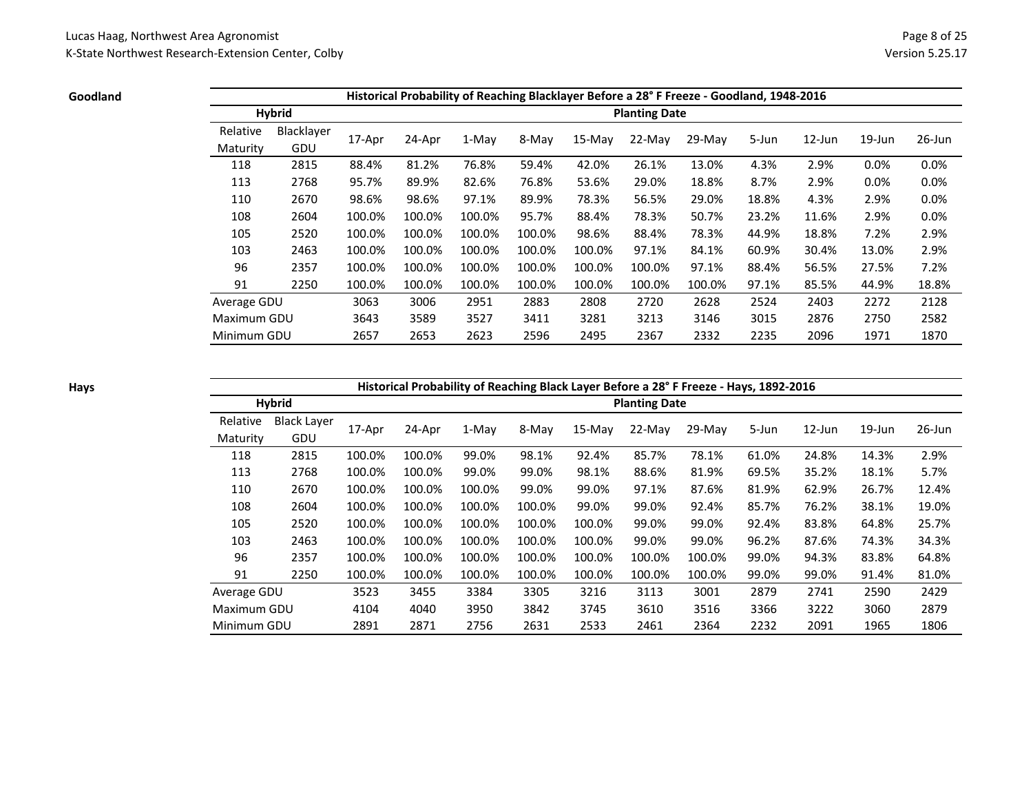**Goodland**

| Historical Probability of Reaching Blacklayer Before a 28° F Freeze - Goodland, 1948-2016 | | | | | | | | | | | | |
|---|---|---|---|---|---|---|---|---|---|---|---|---|
| Hybrid | | Planting Date | | | | | | | | | | |
| Relative Maturity | Blacklayer GDU | 17-Apr | 24-Apr | 1-May | 8-May | 15-May | 22-May | 29-May | 5-Jun | 12-Jun | 19-Jun | 26-Jun |
| 118 | 2815 | 88.4% | 81.2% | 76.8% | 59.4% | 42.0% | 26.1% | 13.0% | 4.3% | 2.9% | 0.0% | 0.0% |
| 113 | 2768 | 95.7% | 89.9% | 82.6% | 76.8% | 53.6% | 29.0% | 18.8% | 8.7% | 2.9% | 0.0% | 0.0% |
| 110 | 2670 | 98.6% | 98.6% | 97.1% | 89.9% | 78.3% | 56.5% | 29.0% | 18.8% | 4.3% | 2.9% | 0.0% |
| 108 | 2604 | 100.0% | 100.0% | 100.0% | 95.7% | 88.4% | 78.3% | 50.7% | 23.2% | 11.6% | 2.9% | 0.0% |
| 105 | 2520 | 100.0% | 100.0% | 100.0% | 100.0% | 98.6% | 88.4% | 78.3% | 44.9% | 18.8% | 7.2% | 2.9% |
| 103 | 2463 | 100.0% | 100.0% | 100.0% | 100.0% | 100.0% | 97.1% | 84.1% | 60.9% | 30.4% | 13.0% | 2.9% |
| 96 | 2357 | 100.0% | 100.0% | 100.0% | 100.0% | 100.0% | 100.0% | 97.1% | 88.4% | 56.5% | 27.5% | 7.2% |
| 91 | 2250 | 100.0% | 100.0% | 100.0% | 100.0% | 100.0% | 100.0% | 100.0% | 97.1% | 85.5% | 44.9% | 18.8% |
| Average GDU | | 3063 | 3006 | 2951 | 2883 | 2808 | 2720 | 2628 | 2524 | 2403 | 2272 | 2128 |
| Maximum GDU | | 3643 | 3589 | 3527 | 3411 | 3281 | 3213 | 3146 | 3015 | 2876 | 2750 | 2582 |
| Minimum GDU | | 2657 | 2653 | 2623 | 2596 | 2495 | 2367 | 2332 | 2235 | 2096 | 1971 | 1870 |

**Hays**

| Historical Probability of Reaching Black Layer Before a 28° F Freeze - Hays, 1892-2016 | | | | | | | | | | | | |
|---|---|---|---|---|---|---|---|---|---|---|---|---|
| Hybrid | | Planting Date | | | | | | | | | | |
| Relative Maturity | Black Layer GDU | 17-Apr | 24-Apr | 1-May | 8-May | 15-May | 22-May | 29-May | 5-Jun | 12-Jun | 19-Jun | 26-Jun |
| 118 | 2815 | 100.0% | 100.0% | 99.0% | 98.1% | 92.4% | 85.7% | 78.1% | 61.0% | 24.8% | 14.3% | 2.9% |
| 113 | 2768 | 100.0% | 100.0% | 99.0% | 99.0% | 98.1% | 88.6% | 81.9% | 69.5% | 35.2% | 18.1% | 5.7% |
| 110 | 2670 | 100.0% | 100.0% | 100.0% | 99.0% | 99.0% | 97.1% | 87.6% | 81.9% | 62.9% | 26.7% | 12.4% |
| 108 | 2604 | 100.0% | 100.0% | 100.0% | 100.0% | 99.0% | 99.0% | 92.4% | 85.7% | 76.2% | 38.1% | 19.0% |
| 105 | 2520 | 100.0% | 100.0% | 100.0% | 100.0% | 100.0% | 99.0% | 99.0% | 92.4% | 83.8% | 64.8% | 25.7% |
| 103 | 2463 | 100.0% | 100.0% | 100.0% | 100.0% | 100.0% | 99.0% | 99.0% | 96.2% | 87.6% | 74.3% | 34.3% |
| 96 | 2357 | 100.0% | 100.0% | 100.0% | 100.0% | 100.0% | 100.0% | 100.0% | 99.0% | 94.3% | 83.8% | 64.8% |
| 91 | 2250 | 100.0% | 100.0% | 100.0% | 100.0% | 100.0% | 100.0% | 100.0% | 99.0% | 99.0% | 91.4% | 81.0% |
| Average GDU | | 3523 | 3455 | 3384 | 3305 | 3216 | 3113 | 3001 | 2879 | 2741 | 2590 | 2429 |
| Maximum GDU | | 4104 | 4040 | 3950 | 3842 | 3745 | 3610 | 3516 | 3366 | 3222 | 3060 | 2879 |
| Minimum GDU | | 2891 | 2871 | 2756 | 2631 | 2533 | 2461 | 2364 | 2232 | 2091 | 1965 | 1806 |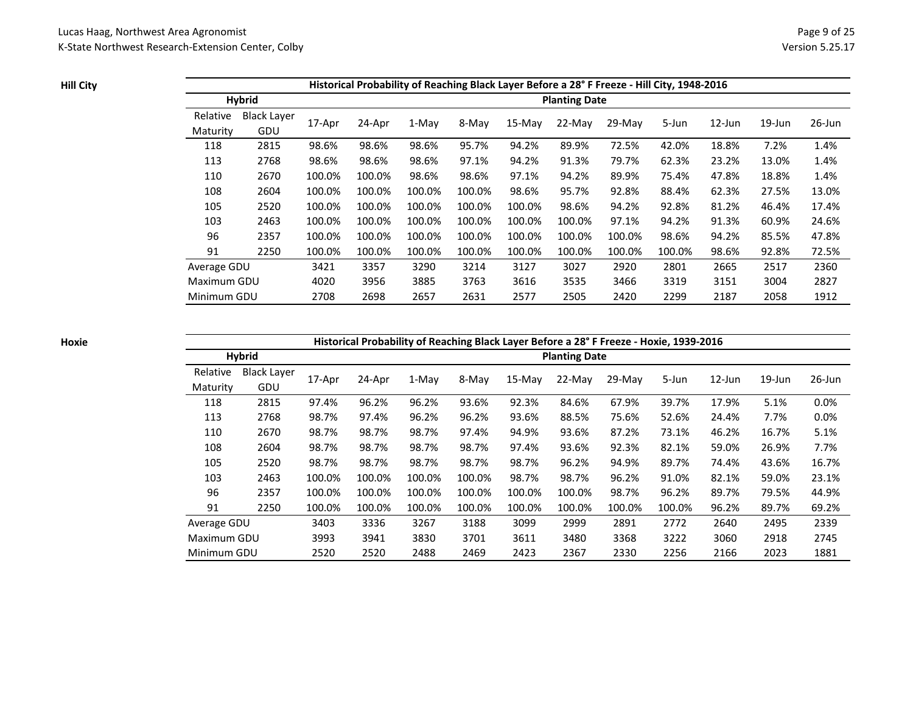**Hill City**

| Historical Probability of Reaching Black Layer Before a 28° F Freeze - Hill City, 1948-2016 | | | | | | | | | | | | |
|---|---|---|---|---|---|---|---|---|---|---|---|---|
| Hybrid | | Planting Date | | | | | | | | | | |
| Relative Maturity | Black Layer GDU | 17-Apr | 24-Apr | 1-May | 8-May | 15-May | 22-May | 29-May | 5-Jun | 12-Jun | 19-Jun | 26-Jun |
| 118 | 2815 | 98.6% | 98.6% | 98.6% | 95.7% | 94.2% | 89.9% | 72.5% | 42.0% | 18.8% | 7.2% | 1.4% |
| 113 | 2768 | 98.6% | 98.6% | 98.6% | 97.1% | 94.2% | 91.3% | 79.7% | 62.3% | 23.2% | 13.0% | 1.4% |
| 110 | 2670 | 100.0% | 100.0% | 98.6% | 98.6% | 97.1% | 94.2% | 89.9% | 75.4% | 47.8% | 18.8% | 1.4% |
| 108 | 2604 | 100.0% | 100.0% | 100.0% | 100.0% | 98.6% | 95.7% | 92.8% | 88.4% | 62.3% | 27.5% | 13.0% |
| 105 | 2520 | 100.0% | 100.0% | 100.0% | 100.0% | 100.0% | 98.6% | 94.2% | 92.8% | 81.2% | 46.4% | 17.4% |
| 103 | 2463 | 100.0% | 100.0% | 100.0% | 100.0% | 100.0% | 100.0% | 97.1% | 94.2% | 91.3% | 60.9% | 24.6% |
| 96 | 2357 | 100.0% | 100.0% | 100.0% | 100.0% | 100.0% | 100.0% | 100.0% | 98.6% | 94.2% | 85.5% | 47.8% |
| 91 | 2250 | 100.0% | 100.0% | 100.0% | 100.0% | 100.0% | 100.0% | 100.0% | 100.0% | 98.6% | 92.8% | 72.5% |
| Average GDU | | 3421 | 3357 | 3290 | 3214 | 3127 | 3027 | 2920 | 2801 | 2665 | 2517 | 2360 |
| Maximum GDU | | 4020 | 3956 | 3885 | 3763 | 3616 | 3535 | 3466 | 3319 | 3151 | 3004 | 2827 |
| Minimum GDU | | 2708 | 2698 | 2657 | 2631 | 2577 | 2505 | 2420 | 2299 | 2187 | 2058 | 1912 |

**Hoxie**

| Historical Probability of Reaching Black Layer Before a 28° F Freeze - Hoxie, 1939-2016 | | | | | | | | | | | | |
|---|---|---|---|---|---|---|---|---|---|---|---|---|
| Hybrid | | Planting Date | | | | | | | | | | |
| Relative Maturity | Black Layer GDU | 17-Apr | 24-Apr | 1-May | 8-May | 15-May | 22-May | 29-May | 5-Jun | 12-Jun | 19-Jun | 26-Jun |
| 118 | 2815 | 97.4% | 96.2% | 96.2% | 93.6% | 92.3% | 84.6% | 67.9% | 39.7% | 17.9% | 5.1% | 0.0% |
| 113 | 2768 | 98.7% | 97.4% | 96.2% | 96.2% | 93.6% | 88.5% | 75.6% | 52.6% | 24.4% | 7.7% | 0.0% |
| 110 | 2670 | 98.7% | 98.7% | 98.7% | 97.4% | 94.9% | 93.6% | 87.2% | 73.1% | 46.2% | 16.7% | 5.1% |
| 108 | 2604 | 98.7% | 98.7% | 98.7% | 98.7% | 97.4% | 93.6% | 92.3% | 82.1% | 59.0% | 26.9% | 7.7% |
| 105 | 2520 | 98.7% | 98.7% | 98.7% | 98.7% | 98.7% | 96.2% | 94.9% | 89.7% | 74.4% | 43.6% | 16.7% |
| 103 | 2463 | 100.0% | 100.0% | 100.0% | 100.0% | 98.7% | 98.7% | 96.2% | 91.0% | 82.1% | 59.0% | 23.1% |
| 96 | 2357 | 100.0% | 100.0% | 100.0% | 100.0% | 100.0% | 100.0% | 98.7% | 96.2% | 89.7% | 79.5% | 44.9% |
| 91 | 2250 | 100.0% | 100.0% | 100.0% | 100.0% | 100.0% | 100.0% | 100.0% | 100.0% | 96.2% | 89.7% | 69.2% |
| Average GDU | | 3403 | 3336 | 3267 | 3188 | 3099 | 2999 | 2891 | 2772 | 2640 | 2495 | 2339 |
| Maximum GDU | | 3993 | 3941 | 3830 | 3701 | 3611 | 3480 | 3368 | 3222 | 3060 | 2918 | 2745 |
| Minimum GDU | | 2520 | 2520 | 2488 | 2469 | 2423 | 2367 | 2330 | 2256 | 2166 | 2023 | 1881 |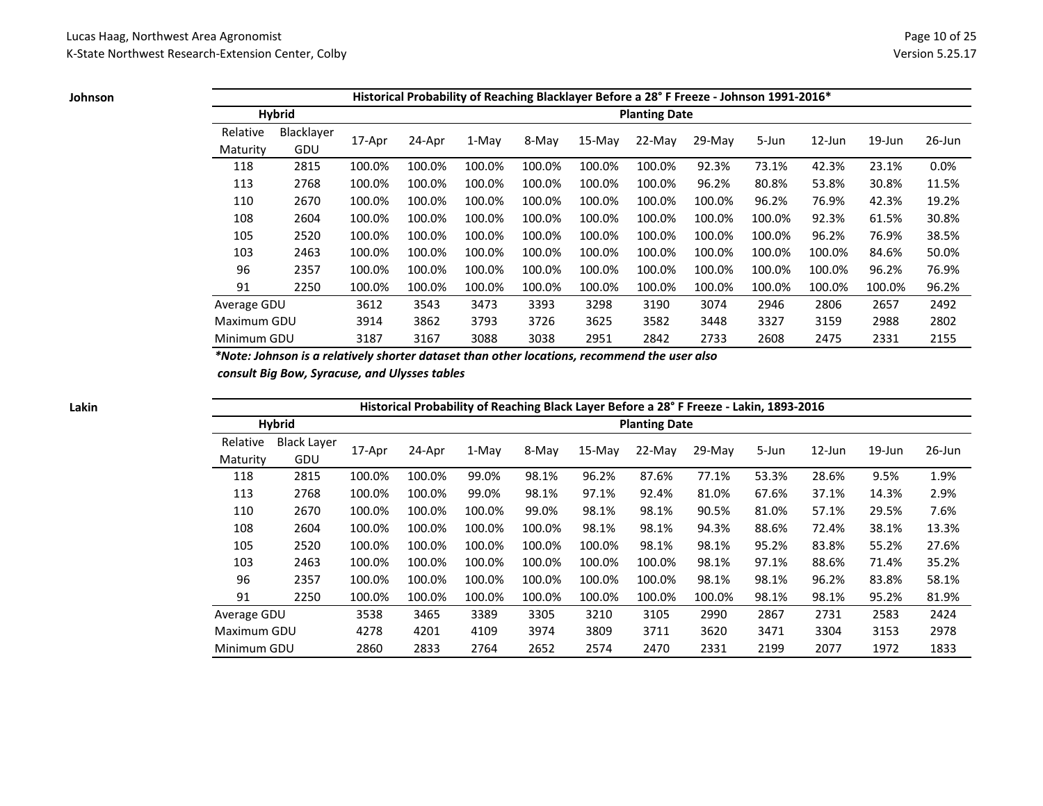**Johnson**

| Historical Probability of Reaching Blacklayer Before a 28° F Freeze - Johnson 1991-2016* | | | | | | | | | | | | |
|---|---|---|---|---|---|---|---|---|---|---|---|---|
| Hybrid | | Planting Date | | | | | | | | | | |
| Relative Maturity | Blacklayer GDU | 17-Apr | 24-Apr | 1-May | 8-May | 15-May | 22-May | 29-May | 5-Jun | 12-Jun | 19-Jun | 26-Jun |
| 118 | 2815 | 100.0% | 100.0% | 100.0% | 100.0% | 100.0% | 100.0% | 92.3% | 73.1% | 42.3% | 23.1% | 0.0% |
| 113 | 2768 | 100.0% | 100.0% | 100.0% | 100.0% | 100.0% | 100.0% | 96.2% | 80.8% | 53.8% | 30.8% | 11.5% |
| 110 | 2670 | 100.0% | 100.0% | 100.0% | 100.0% | 100.0% | 100.0% | 100.0% | 96.2% | 76.9% | 42.3% | 19.2% |
| 108 | 2604 | 100.0% | 100.0% | 100.0% | 100.0% | 100.0% | 100.0% | 100.0% | 100.0% | 92.3% | 61.5% | 30.8% |
| 105 | 2520 | 100.0% | 100.0% | 100.0% | 100.0% | 100.0% | 100.0% | 100.0% | 100.0% | 96.2% | 76.9% | 38.5% |
| 103 | 2463 | 100.0% | 100.0% | 100.0% | 100.0% | 100.0% | 100.0% | 100.0% | 100.0% | 100.0% | 84.6% | 50.0% |
| 96 | 2357 | 100.0% | 100.0% | 100.0% | 100.0% | 100.0% | 100.0% | 100.0% | 100.0% | 100.0% | 96.2% | 76.9% |
| 91 | 2250 | 100.0% | 100.0% | 100.0% | 100.0% | 100.0% | 100.0% | 100.0% | 100.0% | 100.0% | 100.0% | 96.2% |
| Average GDU | | 3612 | 3543 | 3473 | 3393 | 3298 | 3190 | 3074 | 2946 | 2806 | 2657 | 2492 |
| Maximum GDU | | 3914 | 3862 | 3793 | 3726 | 3625 | 3582 | 3448 | 3327 | 3159 | 2988 | 2802 |
| Minimum GDU | | 3187 | 3167 | 3088 | 3038 | 2951 | 2842 | 2733 | 2608 | 2475 | 2331 | 2155 |

***Note: Johnson is a relatively shorter dataset than other locations, recommend the user also consult Big Bow, Syracuse, and Ulysses tables***

**Lakin**

| Historical Probability of Reaching Black Layer Before a 28° F Freeze - Lakin, 1893-2016 | | | | | | | | | | | | |
|---|---|---|---|---|---|---|---|---|---|---|---|---|
| Hybrid | | Planting Date | | | | | | | | | | |
| Relative Maturity | Black Layer GDU | 17-Apr | 24-Apr | 1-May | 8-May | 15-May | 22-May | 29-May | 5-Jun | 12-Jun | 19-Jun | 26-Jun |
| 118 | 2815 | 100.0% | 100.0% | 99.0% | 98.1% | 96.2% | 87.6% | 77.1% | 53.3% | 28.6% | 9.5% | 1.9% |
| 113 | 2768 | 100.0% | 100.0% | 99.0% | 98.1% | 97.1% | 92.4% | 81.0% | 67.6% | 37.1% | 14.3% | 2.9% |
| 110 | 2670 | 100.0% | 100.0% | 100.0% | 99.0% | 98.1% | 98.1% | 90.5% | 81.0% | 57.1% | 29.5% | 7.6% |
| 108 | 2604 | 100.0% | 100.0% | 100.0% | 100.0% | 98.1% | 98.1% | 94.3% | 88.6% | 72.4% | 38.1% | 13.3% |
| 105 | 2520 | 100.0% | 100.0% | 100.0% | 100.0% | 100.0% | 98.1% | 98.1% | 95.2% | 83.8% | 55.2% | 27.6% |
| 103 | 2463 | 100.0% | 100.0% | 100.0% | 100.0% | 100.0% | 100.0% | 98.1% | 97.1% | 88.6% | 71.4% | 35.2% |
| 96 | 2357 | 100.0% | 100.0% | 100.0% | 100.0% | 100.0% | 100.0% | 98.1% | 98.1% | 96.2% | 83.8% | 58.1% |
| 91 | 2250 | 100.0% | 100.0% | 100.0% | 100.0% | 100.0% | 100.0% | 100.0% | 98.1% | 98.1% | 95.2% | 81.9% |
| Average GDU | | 3538 | 3465 | 3389 | 3305 | 3210 | 3105 | 2990 | 2867 | 2731 | 2583 | 2424 |
| Maximum GDU | | 4278 | 4201 | 4109 | 3974 | 3809 | 3711 | 3620 | 3471 | 3304 | 3153 | 2978 |
| Minimum GDU | | 2860 | 2833 | 2764 | 2652 | 2574 | 2470 | 2331 | 2199 | 2077 | 1972 | 1833 |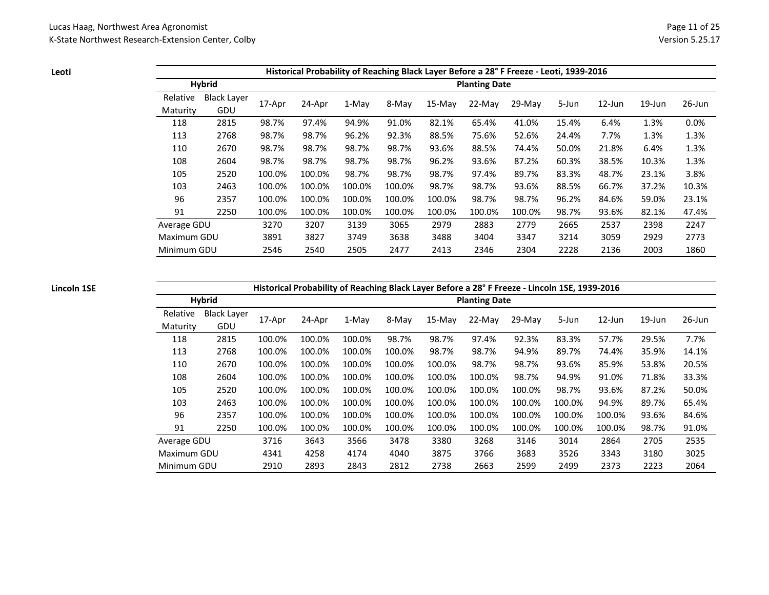**Leoti**

| Historical Probability of Reaching Black Layer Before a 28° F Freeze - Leoti, 1939-2016 | | | | | | | | | | | | |
|---|---|---|---|---|---|---|---|---|---|---|---|---|
| Hybrid | | Planting Date | | | | | | | | | | |
| Relative Maturity | Black Layer GDU | 17-Apr | 24-Apr | 1-May | 8-May | 15-May | 22-May | 29-May | 5-Jun | 12-Jun | 19-Jun | 26-Jun |
| 118 | 2815 | 98.7% | 97.4% | 94.9% | 91.0% | 82.1% | 65.4% | 41.0% | 15.4% | 6.4% | 1.3% | 0.0% |
| 113 | 2768 | 98.7% | 98.7% | 96.2% | 92.3% | 88.5% | 75.6% | 52.6% | 24.4% | 7.7% | 1.3% | 1.3% |
| 110 | 2670 | 98.7% | 98.7% | 98.7% | 98.7% | 93.6% | 88.5% | 74.4% | 50.0% | 21.8% | 6.4% | 1.3% |
| 108 | 2604 | 98.7% | 98.7% | 98.7% | 98.7% | 96.2% | 93.6% | 87.2% | 60.3% | 38.5% | 10.3% | 1.3% |
| 105 | 2520 | 100.0% | 100.0% | 98.7% | 98.7% | 98.7% | 97.4% | 89.7% | 83.3% | 48.7% | 23.1% | 3.8% |
| 103 | 2463 | 100.0% | 100.0% | 100.0% | 100.0% | 98.7% | 98.7% | 93.6% | 88.5% | 66.7% | 37.2% | 10.3% |
| 96 | 2357 | 100.0% | 100.0% | 100.0% | 100.0% | 100.0% | 98.7% | 98.7% | 96.2% | 84.6% | 59.0% | 23.1% |
| 91 | 2250 | 100.0% | 100.0% | 100.0% | 100.0% | 100.0% | 100.0% | 100.0% | 98.7% | 93.6% | 82.1% | 47.4% |
| Average GDU | | 3270 | 3207 | 3139 | 3065 | 2979 | 2883 | 2779 | 2665 | 2537 | 2398 | 2247 |
| Maximum GDU | | 3891 | 3827 | 3749 | 3638 | 3488 | 3404 | 3347 | 3214 | 3059 | 2929 | 2773 |
| Minimum GDU | | 2546 | 2540 | 2505 | 2477 | 2413 | 2346 | 2304 | 2228 | 2136 | 2003 | 1860 |

**Lincoln 1SE**

| Historical Probability of Reaching Black Layer Before a 28° F Freeze - Lincoln 1SE, 1939-2016 | | | | | | | | | | | | |
|---|---|---|---|---|---|---|---|---|---|---|---|---|
| Hybrid | | Planting Date | | | | | | | | | | |
| Relative Maturity | Black Layer GDU | 17-Apr | 24-Apr | 1-May | 8-May | 15-May | 22-May | 29-May | 5-Jun | 12-Jun | 19-Jun | 26-Jun |
| 118 | 2815 | 100.0% | 100.0% | 100.0% | 98.7% | 98.7% | 97.4% | 92.3% | 83.3% | 57.7% | 29.5% | 7.7% |
| 113 | 2768 | 100.0% | 100.0% | 100.0% | 100.0% | 98.7% | 98.7% | 94.9% | 89.7% | 74.4% | 35.9% | 14.1% |
| 110 | 2670 | 100.0% | 100.0% | 100.0% | 100.0% | 100.0% | 98.7% | 98.7% | 93.6% | 85.9% | 53.8% | 20.5% |
| 108 | 2604 | 100.0% | 100.0% | 100.0% | 100.0% | 100.0% | 100.0% | 98.7% | 94.9% | 91.0% | 71.8% | 33.3% |
| 105 | 2520 | 100.0% | 100.0% | 100.0% | 100.0% | 100.0% | 100.0% | 100.0% | 98.7% | 93.6% | 87.2% | 50.0% |
| 103 | 2463 | 100.0% | 100.0% | 100.0% | 100.0% | 100.0% | 100.0% | 100.0% | 100.0% | 94.9% | 89.7% | 65.4% |
| 96 | 2357 | 100.0% | 100.0% | 100.0% | 100.0% | 100.0% | 100.0% | 100.0% | 100.0% | 100.0% | 93.6% | 84.6% |
| 91 | 2250 | 100.0% | 100.0% | 100.0% | 100.0% | 100.0% | 100.0% | 100.0% | 100.0% | 100.0% | 98.7% | 91.0% |
| Average GDU | | 3716 | 3643 | 3566 | 3478 | 3380 | 3268 | 3146 | 3014 | 2864 | 2705 | 2535 |
| Maximum GDU | | 4341 | 4258 | 4174 | 4040 | 3875 | 3766 | 3683 | 3526 | 3343 | 3180 | 3025 |
| Minimum GDU | | 2910 | 2893 | 2843 | 2812 | 2738 | 2663 | 2599 | 2499 | 2373 | 2223 | 2064 |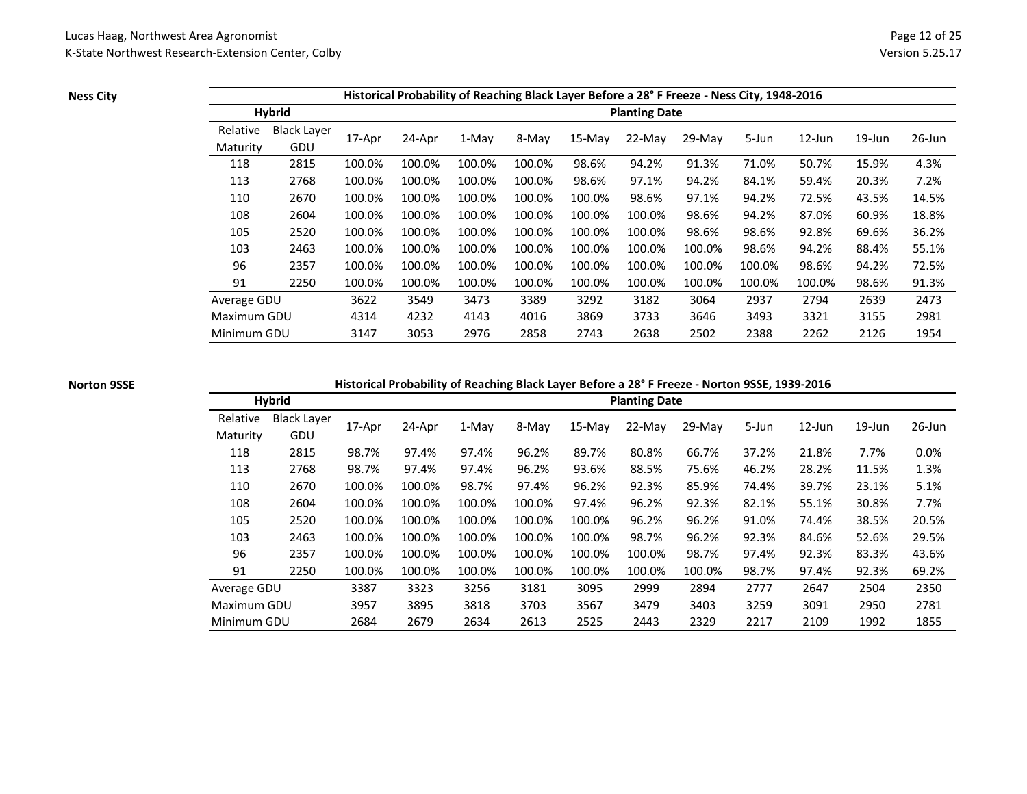**Ness City**

| Historical Probability of Reaching Black Layer Before a 28° F Freeze - Ness City, 1948-2016 | | | | | | | | | | | | |
|---|---|---|---|---|---|---|---|---|---|---|---|---|
| Hybrid | | Planting Date | | | | | | | | | | |
| Relative Maturity | Black Layer GDU | 17-Apr | 24-Apr | 1-May | 8-May | 15-May | 22-May | 29-May | 5-Jun | 12-Jun | 19-Jun | 26-Jun |
| 118 | 2815 | 100.0% | 100.0% | 100.0% | 100.0% | 98.6% | 94.2% | 91.3% | 71.0% | 50.7% | 15.9% | 4.3% |
| 113 | 2768 | 100.0% | 100.0% | 100.0% | 100.0% | 98.6% | 97.1% | 94.2% | 84.1% | 59.4% | 20.3% | 7.2% |
| 110 | 2670 | 100.0% | 100.0% | 100.0% | 100.0% | 100.0% | 98.6% | 97.1% | 94.2% | 72.5% | 43.5% | 14.5% |
| 108 | 2604 | 100.0% | 100.0% | 100.0% | 100.0% | 100.0% | 100.0% | 98.6% | 94.2% | 87.0% | 60.9% | 18.8% |
| 105 | 2520 | 100.0% | 100.0% | 100.0% | 100.0% | 100.0% | 100.0% | 98.6% | 98.6% | 92.8% | 69.6% | 36.2% |
| 103 | 2463 | 100.0% | 100.0% | 100.0% | 100.0% | 100.0% | 100.0% | 100.0% | 98.6% | 94.2% | 88.4% | 55.1% |
| 96 | 2357 | 100.0% | 100.0% | 100.0% | 100.0% | 100.0% | 100.0% | 100.0% | 100.0% | 98.6% | 94.2% | 72.5% |
| 91 | 2250 | 100.0% | 100.0% | 100.0% | 100.0% | 100.0% | 100.0% | 100.0% | 100.0% | 100.0% | 98.6% | 91.3% |
| Average GDU | | 3622 | 3549 | 3473 | 3389 | 3292 | 3182 | 3064 | 2937 | 2794 | 2639 | 2473 |
| Maximum GDU | | 4314 | 4232 | 4143 | 4016 | 3869 | 3733 | 3646 | 3493 | 3321 | 3155 | 2981 |
| Minimum GDU | | 3147 | 3053 | 2976 | 2858 | 2743 | 2638 | 2502 | 2388 | 2262 | 2126 | 1954 |

**Norton 9SSE**

| Historical Probability of Reaching Black Layer Before a 28° F Freeze - Norton 9SSE, 1939-2016 | | | | | | | | | | | | |
|---|---|---|---|---|---|---|---|---|---|---|---|---|
| Hybrid | | Planting Date | | | | | | | | | | |
| Relative Maturity | Black Layer GDU | 17-Apr | 24-Apr | 1-May | 8-May | 15-May | 22-May | 29-May | 5-Jun | 12-Jun | 19-Jun | 26-Jun |
| 118 | 2815 | 98.7% | 97.4% | 97.4% | 96.2% | 89.7% | 80.8% | 66.7% | 37.2% | 21.8% | 7.7% | 0.0% |
| 113 | 2768 | 98.7% | 97.4% | 97.4% | 96.2% | 93.6% | 88.5% | 75.6% | 46.2% | 28.2% | 11.5% | 1.3% |
| 110 | 2670 | 100.0% | 100.0% | 98.7% | 97.4% | 96.2% | 92.3% | 85.9% | 74.4% | 39.7% | 23.1% | 5.1% |
| 108 | 2604 | 100.0% | 100.0% | 100.0% | 100.0% | 97.4% | 96.2% | 92.3% | 82.1% | 55.1% | 30.8% | 7.7% |
| 105 | 2520 | 100.0% | 100.0% | 100.0% | 100.0% | 100.0% | 96.2% | 96.2% | 91.0% | 74.4% | 38.5% | 20.5% |
| 103 | 2463 | 100.0% | 100.0% | 100.0% | 100.0% | 100.0% | 98.7% | 96.2% | 92.3% | 84.6% | 52.6% | 29.5% |
| 96 | 2357 | 100.0% | 100.0% | 100.0% | 100.0% | 100.0% | 100.0% | 98.7% | 97.4% | 92.3% | 83.3% | 43.6% |
| 91 | 2250 | 100.0% | 100.0% | 100.0% | 100.0% | 100.0% | 100.0% | 100.0% | 98.7% | 97.4% | 92.3% | 69.2% |
| Average GDU | | 3387 | 3323 | 3256 | 3181 | 3095 | 2999 | 2894 | 2777 | 2647 | 2504 | 2350 |
| Maximum GDU | | 3957 | 3895 | 3818 | 3703 | 3567 | 3479 | 3403 | 3259 | 3091 | 2950 | 2781 |
| Minimum GDU | | 2684 | 2679 | 2634 | 2613 | 2525 | 2443 | 2329 | 2217 | 2109 | 1992 | 1855 |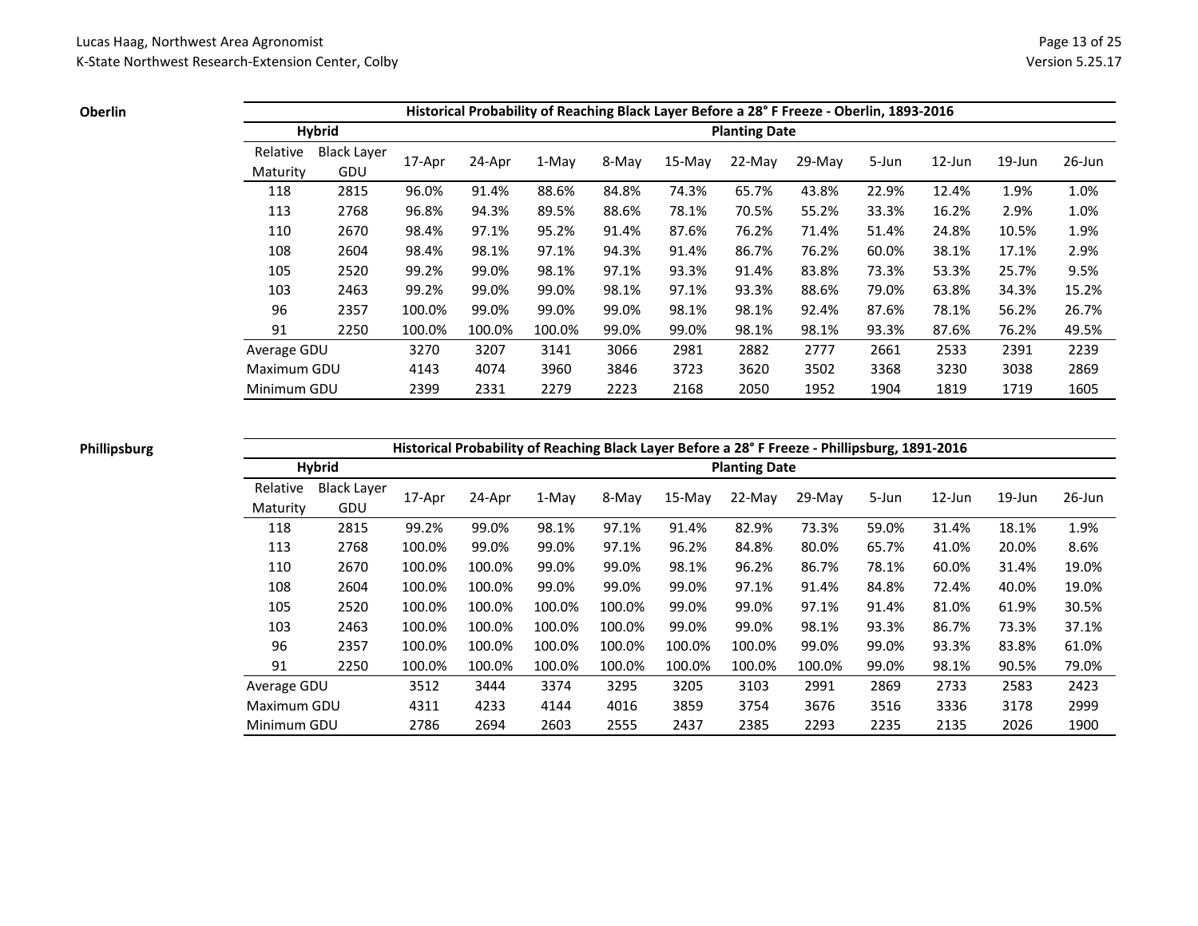**Oberlin**

| Historical Probability of Reaching Black Layer Before a 28° F Freeze - Oberlin, 1893-2016 | | | | | | | | | | | | |
|---|---|---|---|---|---|---|---|---|---|---|---|---|
| Hybrid | | Planting Date | | | | | | | | | | |
| Relative Maturity | Black Layer GDU | 17-Apr | 24-Apr | 1-May | 8-May | 15-May | 22-May | 29-May | 5-Jun | 12-Jun | 19-Jun | 26-Jun |
| 118 | 2815 | 96.0% | 91.4% | 88.6% | 84.8% | 74.3% | 65.7% | 43.8% | 22.9% | 12.4% | 1.9% | 1.0% |
| 113 | 2768 | 96.8% | 94.3% | 89.5% | 88.6% | 78.1% | 70.5% | 55.2% | 33.3% | 16.2% | 2.9% | 1.0% |
| 110 | 2670 | 98.4% | 97.1% | 95.2% | 91.4% | 87.6% | 76.2% | 71.4% | 51.4% | 24.8% | 10.5% | 1.9% |
| 108 | 2604 | 98.4% | 98.1% | 97.1% | 94.3% | 91.4% | 86.7% | 76.2% | 60.0% | 38.1% | 17.1% | 2.9% |
| 105 | 2520 | 99.2% | 99.0% | 98.1% | 97.1% | 93.3% | 91.4% | 83.8% | 73.3% | 53.3% | 25.7% | 9.5% |
| 103 | 2463 | 99.2% | 99.0% | 99.0% | 98.1% | 97.1% | 93.3% | 88.6% | 79.0% | 63.8% | 34.3% | 15.2% |
| 96 | 2357 | 100.0% | 99.0% | 99.0% | 99.0% | 98.1% | 98.1% | 92.4% | 87.6% | 78.1% | 56.2% | 26.7% |
| 91 | 2250 | 100.0% | 100.0% | 100.0% | 99.0% | 99.0% | 98.1% | 98.1% | 93.3% | 87.6% | 76.2% | 49.5% |
| Average GDU | | 3270 | 3207 | 3141 | 3066 | 2981 | 2882 | 2777 | 2661 | 2533 | 2391 | 2239 |
| Maximum GDU | | 4143 | 4074 | 3960 | 3846 | 3723 | 3620 | 3502 | 3368 | 3230 | 3038 | 2869 |
| Minimum GDU | | 2399 | 2331 | 2279 | 2223 | 2168 | 2050 | 1952 | 1904 | 1819 | 1719 | 1605 |

**Phillipsburg**

| Historical Probability of Reaching Black Layer Before a 28° F Freeze - Phillipsburg, 1891-2016 | | | | | | | | | | | | |
|---|---|---|---|---|---|---|---|---|---|---|---|---|
| Hybrid | | Planting Date | | | | | | | | | | |
| Relative Maturity | Black Layer GDU | 17-Apr | 24-Apr | 1-May | 8-May | 15-May | 22-May | 29-May | 5-Jun | 12-Jun | 19-Jun | 26-Jun |
| 118 | 2815 | 99.2% | 99.0% | 98.1% | 97.1% | 91.4% | 82.9% | 73.3% | 59.0% | 31.4% | 18.1% | 1.9% |
| 113 | 2768 | 100.0% | 99.0% | 99.0% | 97.1% | 96.2% | 84.8% | 80.0% | 65.7% | 41.0% | 20.0% | 8.6% |
| 110 | 2670 | 100.0% | 100.0% | 99.0% | 99.0% | 98.1% | 96.2% | 86.7% | 78.1% | 60.0% | 31.4% | 19.0% |
| 108 | 2604 | 100.0% | 100.0% | 99.0% | 99.0% | 99.0% | 97.1% | 91.4% | 84.8% | 72.4% | 40.0% | 19.0% |
| 105 | 2520 | 100.0% | 100.0% | 100.0% | 100.0% | 99.0% | 99.0% | 97.1% | 91.4% | 81.0% | 61.9% | 30.5% |
| 103 | 2463 | 100.0% | 100.0% | 100.0% | 100.0% | 99.0% | 99.0% | 98.1% | 93.3% | 86.7% | 73.3% | 37.1% |
| 96 | 2357 | 100.0% | 100.0% | 100.0% | 100.0% | 100.0% | 100.0% | 99.0% | 99.0% | 93.3% | 83.8% | 61.0% |
| 91 | 2250 | 100.0% | 100.0% | 100.0% | 100.0% | 100.0% | 100.0% | 100.0% | 99.0% | 98.1% | 90.5% | 79.0% |
| Average GDU | | 3512 | 3444 | 3374 | 3295 | 3205 | 3103 | 2991 | 2869 | 2733 | 2583 | 2423 |
| Maximum GDU | | 4311 | 4233 | 4144 | 4016 | 3859 | 3754 | 3676 | 3516 | 3336 | 3178 | 2999 |
| Minimum GDU | | 2786 | 2694 | 2603 | 2555 | 2437 | 2385 | 2293 | 2235 | 2135 | 2026 | 1900 |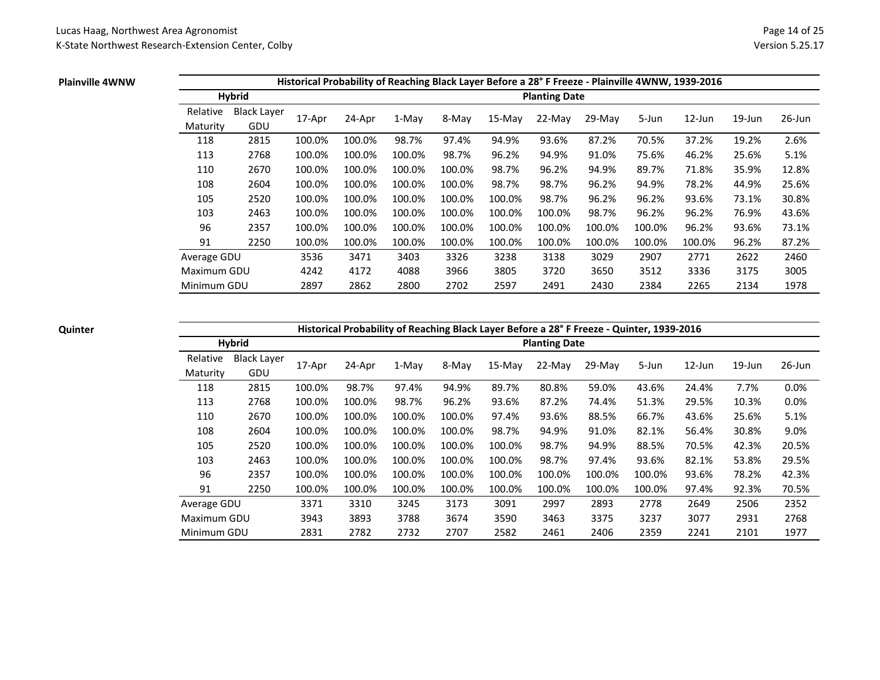**Plainville 4WNW**

| Historical Probability of Reaching Black Layer Before a 28° F Freeze - Plainville 4WNW, 1939-2016 | | | | | | | | | | | | |
|---|---|---|---|---|---|---|---|---|---|---|---|---|
| Hybrid | | Planting Date | | | | | | | | | | |
| Relative Maturity | Black Layer GDU | 17-Apr | 24-Apr | 1-May | 8-May | 15-May | 22-May | 29-May | 5-Jun | 12-Jun | 19-Jun | 26-Jun |
| 118 | 2815 | 100.0% | 100.0% | 98.7% | 97.4% | 94.9% | 93.6% | 87.2% | 70.5% | 37.2% | 19.2% | 2.6% |
| 113 | 2768 | 100.0% | 100.0% | 100.0% | 98.7% | 96.2% | 94.9% | 91.0% | 75.6% | 46.2% | 25.6% | 5.1% |
| 110 | 2670 | 100.0% | 100.0% | 100.0% | 100.0% | 98.7% | 96.2% | 94.9% | 89.7% | 71.8% | 35.9% | 12.8% |
| 108 | 2604 | 100.0% | 100.0% | 100.0% | 100.0% | 98.7% | 98.7% | 96.2% | 94.9% | 78.2% | 44.9% | 25.6% |
| 105 | 2520 | 100.0% | 100.0% | 100.0% | 100.0% | 100.0% | 98.7% | 96.2% | 96.2% | 93.6% | 73.1% | 30.8% |
| 103 | 2463 | 100.0% | 100.0% | 100.0% | 100.0% | 100.0% | 100.0% | 98.7% | 96.2% | 96.2% | 76.9% | 43.6% |
| 96 | 2357 | 100.0% | 100.0% | 100.0% | 100.0% | 100.0% | 100.0% | 100.0% | 100.0% | 96.2% | 93.6% | 73.1% |
| 91 | 2250 | 100.0% | 100.0% | 100.0% | 100.0% | 100.0% | 100.0% | 100.0% | 100.0% | 100.0% | 96.2% | 87.2% |
| Average GDU | | 3536 | 3471 | 3403 | 3326 | 3238 | 3138 | 3029 | 2907 | 2771 | 2622 | 2460 |
| Maximum GDU | | 4242 | 4172 | 4088 | 3966 | 3805 | 3720 | 3650 | 3512 | 3336 | 3175 | 3005 |
| Minimum GDU | | 2897 | 2862 | 2800 | 2702 | 2597 | 2491 | 2430 | 2384 | 2265 | 2134 | 1978 |

**Quinter**

| Historical Probability of Reaching Black Layer Before a 28° F Freeze - Quinter, 1939-2016 | | | | | | | | | | | | |
|---|---|---|---|---|---|---|---|---|---|---|---|---|
| Hybrid | | Planting Date | | | | | | | | | | |
| Relative Maturity | Black Layer GDU | 17-Apr | 24-Apr | 1-May | 8-May | 15-May | 22-May | 29-May | 5-Jun | 12-Jun | 19-Jun | 26-Jun |
| 118 | 2815 | 100.0% | 98.7% | 97.4% | 94.9% | 89.7% | 80.8% | 59.0% | 43.6% | 24.4% | 7.7% | 0.0% |
| 113 | 2768 | 100.0% | 100.0% | 98.7% | 96.2% | 93.6% | 87.2% | 74.4% | 51.3% | 29.5% | 10.3% | 0.0% |
| 110 | 2670 | 100.0% | 100.0% | 100.0% | 100.0% | 97.4% | 93.6% | 88.5% | 66.7% | 43.6% | 25.6% | 5.1% |
| 108 | 2604 | 100.0% | 100.0% | 100.0% | 100.0% | 98.7% | 94.9% | 91.0% | 82.1% | 56.4% | 30.8% | 9.0% |
| 105 | 2520 | 100.0% | 100.0% | 100.0% | 100.0% | 100.0% | 98.7% | 94.9% | 88.5% | 70.5% | 42.3% | 20.5% |
| 103 | 2463 | 100.0% | 100.0% | 100.0% | 100.0% | 100.0% | 98.7% | 97.4% | 93.6% | 82.1% | 53.8% | 29.5% |
| 96 | 2357 | 100.0% | 100.0% | 100.0% | 100.0% | 100.0% | 100.0% | 100.0% | 100.0% | 93.6% | 78.2% | 42.3% |
| 91 | 2250 | 100.0% | 100.0% | 100.0% | 100.0% | 100.0% | 100.0% | 100.0% | 100.0% | 97.4% | 92.3% | 70.5% |
| Average GDU | | 3371 | 3310 | 3245 | 3173 | 3091 | 2997 | 2893 | 2778 | 2649 | 2506 | 2352 |
| Maximum GDU | | 3943 | 3893 | 3788 | 3674 | 3590 | 3463 | 3375 | 3237 | 3077 | 2931 | 2768 |
| Minimum GDU | | 2831 | 2782 | 2732 | 2707 | 2582 | 2461 | 2406 | 2359 | 2241 | 2101 | 1977 |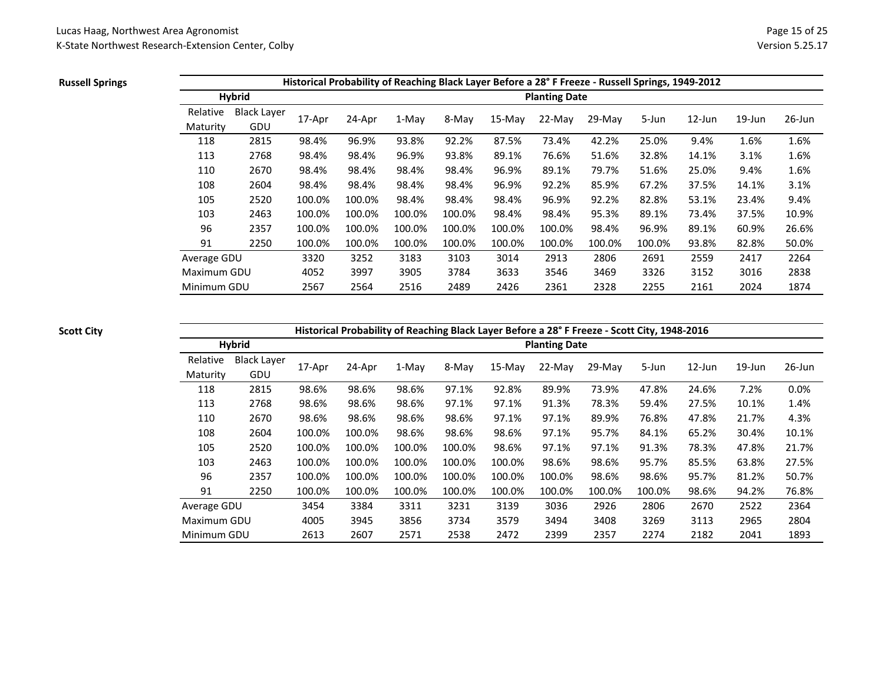**Russell Springs**

| Historical Probability of Reaching Black Layer Before a 28° F Freeze - Russell Springs, 1949-2012 | | | | | | | | | | | | |
|---|---|---|---|---|---|---|---|---|---|---|---|---|
| Hybrid | | Planting Date | | | | | | | | | | |
| Relative Maturity | Black Layer GDU | 17-Apr | 24-Apr | 1-May | 8-May | 15-May | 22-May | 29-May | 5-Jun | 12-Jun | 19-Jun | 26-Jun |
| 118 | 2815 | 98.4% | 96.9% | 93.8% | 92.2% | 87.5% | 73.4% | 42.2% | 25.0% | 9.4% | 1.6% | 1.6% |
| 113 | 2768 | 98.4% | 98.4% | 96.9% | 93.8% | 89.1% | 76.6% | 51.6% | 32.8% | 14.1% | 3.1% | 1.6% |
| 110 | 2670 | 98.4% | 98.4% | 98.4% | 98.4% | 96.9% | 89.1% | 79.7% | 51.6% | 25.0% | 9.4% | 1.6% |
| 108 | 2604 | 98.4% | 98.4% | 98.4% | 98.4% | 96.9% | 92.2% | 85.9% | 67.2% | 37.5% | 14.1% | 3.1% |
| 105 | 2520 | 100.0% | 100.0% | 98.4% | 98.4% | 98.4% | 96.9% | 92.2% | 82.8% | 53.1% | 23.4% | 9.4% |
| 103 | 2463 | 100.0% | 100.0% | 100.0% | 100.0% | 98.4% | 98.4% | 95.3% | 89.1% | 73.4% | 37.5% | 10.9% |
| 96 | 2357 | 100.0% | 100.0% | 100.0% | 100.0% | 100.0% | 100.0% | 98.4% | 96.9% | 89.1% | 60.9% | 26.6% |
| 91 | 2250 | 100.0% | 100.0% | 100.0% | 100.0% | 100.0% | 100.0% | 100.0% | 100.0% | 93.8% | 82.8% | 50.0% |
| Average GDU | | 3320 | 3252 | 3183 | 3103 | 3014 | 2913 | 2806 | 2691 | 2559 | 2417 | 2264 |
| Maximum GDU | | 4052 | 3997 | 3905 | 3784 | 3633 | 3546 | 3469 | 3326 | 3152 | 3016 | 2838 |
| Minimum GDU | | 2567 | 2564 | 2516 | 2489 | 2426 | 2361 | 2328 | 2255 | 2161 | 2024 | 1874 |

**Scott City**

| Historical Probability of Reaching Black Layer Before a 28° F Freeze - Scott City, 1948-2016 | | | | | | | | | | | | |
|---|---|---|---|---|---|---|---|---|---|---|---|---|
| Hybrid | | Planting Date | | | | | | | | | | |
| Relative Maturity | Black Layer GDU | 17-Apr | 24-Apr | 1-May | 8-May | 15-May | 22-May | 29-May | 5-Jun | 12-Jun | 19-Jun | 26-Jun |
| 118 | 2815 | 98.6% | 98.6% | 98.6% | 97.1% | 92.8% | 89.9% | 73.9% | 47.8% | 24.6% | 7.2% | 0.0% |
| 113 | 2768 | 98.6% | 98.6% | 98.6% | 97.1% | 97.1% | 91.3% | 78.3% | 59.4% | 27.5% | 10.1% | 1.4% |
| 110 | 2670 | 98.6% | 98.6% | 98.6% | 98.6% | 97.1% | 97.1% | 89.9% | 76.8% | 47.8% | 21.7% | 4.3% |
| 108 | 2604 | 100.0% | 100.0% | 98.6% | 98.6% | 98.6% | 97.1% | 95.7% | 84.1% | 65.2% | 30.4% | 10.1% |
| 105 | 2520 | 100.0% | 100.0% | 100.0% | 100.0% | 98.6% | 97.1% | 97.1% | 91.3% | 78.3% | 47.8% | 21.7% |
| 103 | 2463 | 100.0% | 100.0% | 100.0% | 100.0% | 100.0% | 98.6% | 98.6% | 95.7% | 85.5% | 63.8% | 27.5% |
| 96 | 2357 | 100.0% | 100.0% | 100.0% | 100.0% | 100.0% | 100.0% | 98.6% | 98.6% | 95.7% | 81.2% | 50.7% |
| 91 | 2250 | 100.0% | 100.0% | 100.0% | 100.0% | 100.0% | 100.0% | 100.0% | 100.0% | 98.6% | 94.2% | 76.8% |
| Average GDU | | 3454 | 3384 | 3311 | 3231 | 3139 | 3036 | 2926 | 2806 | 2670 | 2522 | 2364 |
| Maximum GDU | | 4005 | 3945 | 3856 | 3734 | 3579 | 3494 | 3408 | 3269 | 3113 | 2965 | 2804 |
| Minimum GDU | | 2613 | 2607 | 2571 | 2538 | 2472 | 2399 | 2357 | 2274 | 2182 | 2041 | 1893 |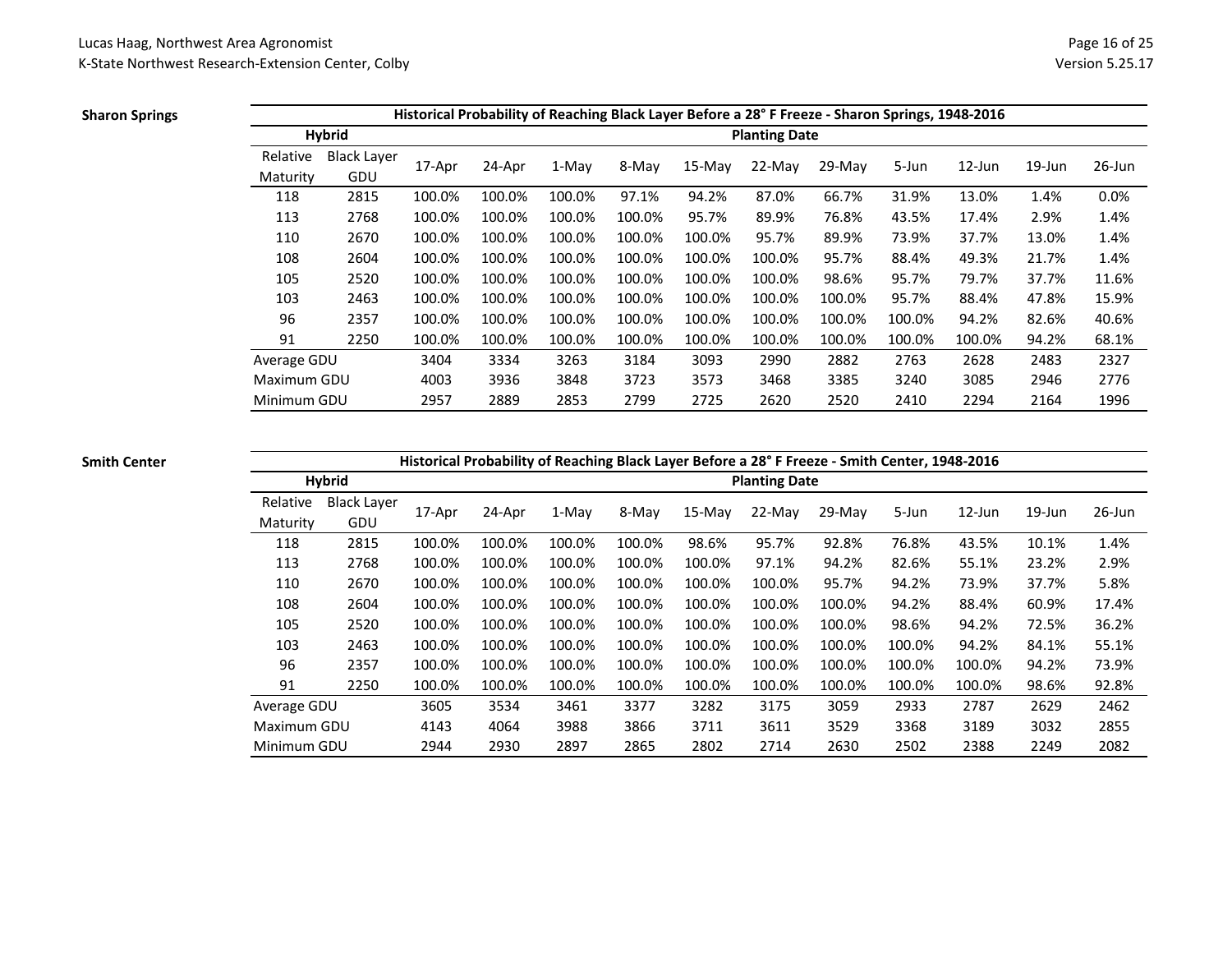**Sharon Springs**

| Historical Probability of Reaching Black Layer Before a 28° F Freeze - Sharon Springs, 1948-2016 | | | | | | | | | | | | |
|---|---|---|---|---|---|---|---|---|---|---|---|---|
| Hybrid | | Planting Date | | | | | | | | | | |
| Relative Maturity | Black Layer GDU | 17-Apr | 24-Apr | 1-May | 8-May | 15-May | 22-May | 29-May | 5-Jun | 12-Jun | 19-Jun | 26-Jun |
| 118 | 2815 | 100.0% | 100.0% | 100.0% | 97.1% | 94.2% | 87.0% | 66.7% | 31.9% | 13.0% | 1.4% | 0.0% |
| 113 | 2768 | 100.0% | 100.0% | 100.0% | 100.0% | 95.7% | 89.9% | 76.8% | 43.5% | 17.4% | 2.9% | 1.4% |
| 110 | 2670 | 100.0% | 100.0% | 100.0% | 100.0% | 100.0% | 95.7% | 89.9% | 73.9% | 37.7% | 13.0% | 1.4% |
| 108 | 2604 | 100.0% | 100.0% | 100.0% | 100.0% | 100.0% | 100.0% | 95.7% | 88.4% | 49.3% | 21.7% | 1.4% |
| 105 | 2520 | 100.0% | 100.0% | 100.0% | 100.0% | 100.0% | 100.0% | 98.6% | 95.7% | 79.7% | 37.7% | 11.6% |
| 103 | 2463 | 100.0% | 100.0% | 100.0% | 100.0% | 100.0% | 100.0% | 100.0% | 95.7% | 88.4% | 47.8% | 15.9% |
| 96 | 2357 | 100.0% | 100.0% | 100.0% | 100.0% | 100.0% | 100.0% | 100.0% | 100.0% | 94.2% | 82.6% | 40.6% |
| 91 | 2250 | 100.0% | 100.0% | 100.0% | 100.0% | 100.0% | 100.0% | 100.0% | 100.0% | 100.0% | 94.2% | 68.1% |
| Average GDU | | 3404 | 3334 | 3263 | 3184 | 3093 | 2990 | 2882 | 2763 | 2628 | 2483 | 2327 |
| Maximum GDU | | 4003 | 3936 | 3848 | 3723 | 3573 | 3468 | 3385 | 3240 | 3085 | 2946 | 2776 |
| Minimum GDU | | 2957 | 2889 | 2853 | 2799 | 2725 | 2620 | 2520 | 2410 | 2294 | 2164 | 1996 |

**Smith Center**

| Historical Probability of Reaching Black Layer Before a 28° F Freeze - Smith Center, 1948-2016 | | | | | | | | | | | | |
|---|---|---|---|---|---|---|---|---|---|---|---|---|
| Hybrid | | Planting Date | | | | | | | | | | |
| Relative Maturity | Black Layer GDU | 17-Apr | 24-Apr | 1-May | 8-May | 15-May | 22-May | 29-May | 5-Jun | 12-Jun | 19-Jun | 26-Jun |
| 118 | 2815 | 100.0% | 100.0% | 100.0% | 100.0% | 98.6% | 95.7% | 92.8% | 76.8% | 43.5% | 10.1% | 1.4% |
| 113 | 2768 | 100.0% | 100.0% | 100.0% | 100.0% | 100.0% | 97.1% | 94.2% | 82.6% | 55.1% | 23.2% | 2.9% |
| 110 | 2670 | 100.0% | 100.0% | 100.0% | 100.0% | 100.0% | 100.0% | 95.7% | 94.2% | 73.9% | 37.7% | 5.8% |
| 108 | 2604 | 100.0% | 100.0% | 100.0% | 100.0% | 100.0% | 100.0% | 100.0% | 94.2% | 88.4% | 60.9% | 17.4% |
| 105 | 2520 | 100.0% | 100.0% | 100.0% | 100.0% | 100.0% | 100.0% | 100.0% | 98.6% | 94.2% | 72.5% | 36.2% |
| 103 | 2463 | 100.0% | 100.0% | 100.0% | 100.0% | 100.0% | 100.0% | 100.0% | 100.0% | 94.2% | 84.1% | 55.1% |
| 96 | 2357 | 100.0% | 100.0% | 100.0% | 100.0% | 100.0% | 100.0% | 100.0% | 100.0% | 100.0% | 94.2% | 73.9% |
| 91 | 2250 | 100.0% | 100.0% | 100.0% | 100.0% | 100.0% | 100.0% | 100.0% | 100.0% | 100.0% | 98.6% | 92.8% |
| Average GDU | | 3605 | 3534 | 3461 | 3377 | 3282 | 3175 | 3059 | 2933 | 2787 | 2629 | 2462 |
| Maximum GDU | | 4143 | 4064 | 3988 | 3866 | 3711 | 3611 | 3529 | 3368 | 3189 | 3032 | 2855 |
| Minimum GDU | | 2944 | 2930 | 2897 | 2865 | 2802 | 2714 | 2630 | 2502 | 2388 | 2249 | 2082 |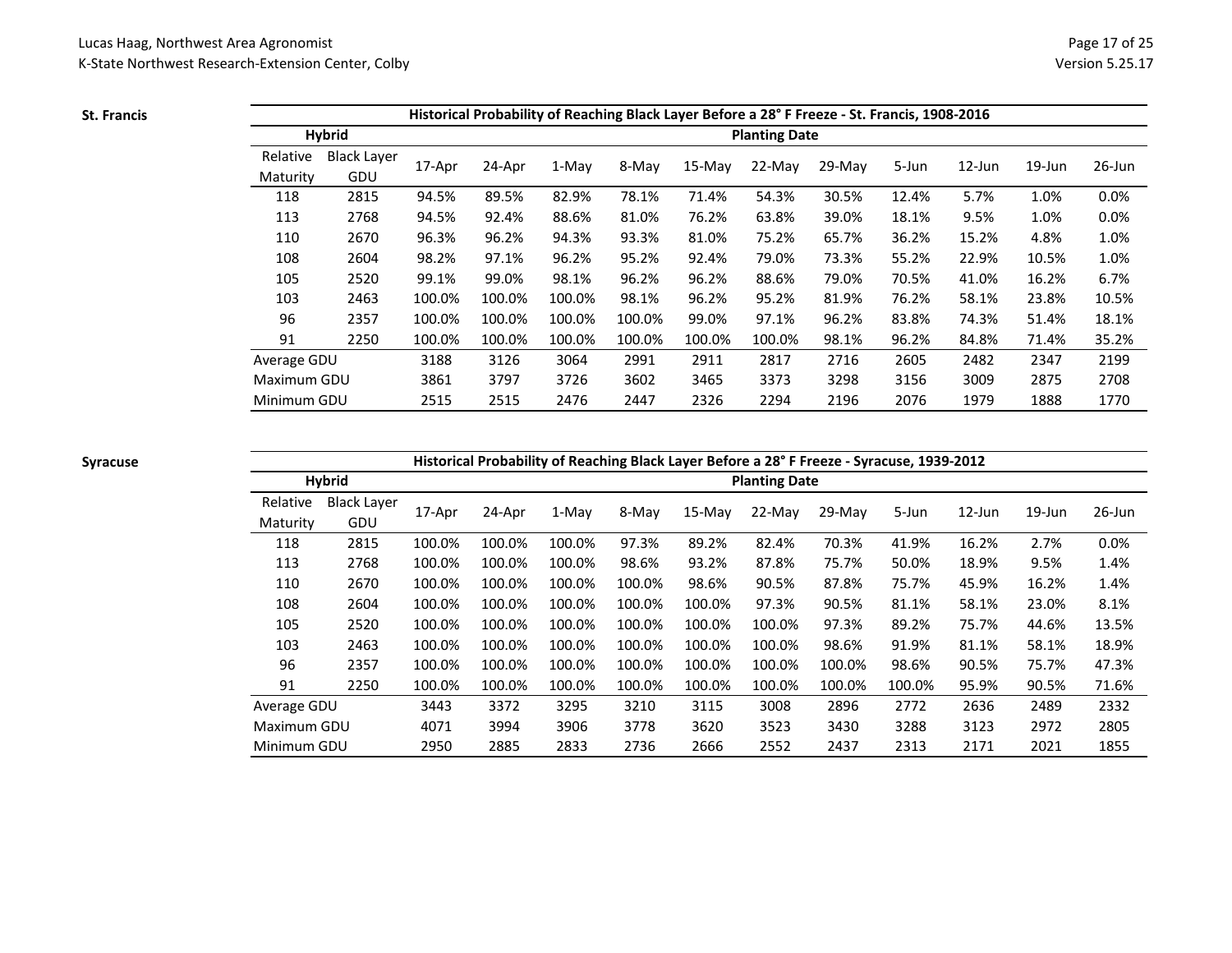**St. Francis**

| Historical Probability of Reaching Black Layer Before a 28° F Freeze - St. Francis, 1908-2016 | | | | | | | | | | | | |
|---|---|---|---|---|---|---|---|---|---|---|---|---|
| Hybrid | | Planting Date | | | | | | | | | | |
| Relative Maturity | Black Layer GDU | 17-Apr | 24-Apr | 1-May | 8-May | 15-May | 22-May | 29-May | 5-Jun | 12-Jun | 19-Jun | 26-Jun |
| 118 | 2815 | 94.5% | 89.5% | 82.9% | 78.1% | 71.4% | 54.3% | 30.5% | 12.4% | 5.7% | 1.0% | 0.0% |
| 113 | 2768 | 94.5% | 92.4% | 88.6% | 81.0% | 76.2% | 63.8% | 39.0% | 18.1% | 9.5% | 1.0% | 0.0% |
| 110 | 2670 | 96.3% | 96.2% | 94.3% | 93.3% | 81.0% | 75.2% | 65.7% | 36.2% | 15.2% | 4.8% | 1.0% |
| 108 | 2604 | 98.2% | 97.1% | 96.2% | 95.2% | 92.4% | 79.0% | 73.3% | 55.2% | 22.9% | 10.5% | 1.0% |
| 105 | 2520 | 99.1% | 99.0% | 98.1% | 96.2% | 96.2% | 88.6% | 79.0% | 70.5% | 41.0% | 16.2% | 6.7% |
| 103 | 2463 | 100.0% | 100.0% | 100.0% | 98.1% | 96.2% | 95.2% | 81.9% | 76.2% | 58.1% | 23.8% | 10.5% |
| 96 | 2357 | 100.0% | 100.0% | 100.0% | 100.0% | 99.0% | 97.1% | 96.2% | 83.8% | 74.3% | 51.4% | 18.1% |
| 91 | 2250 | 100.0% | 100.0% | 100.0% | 100.0% | 100.0% | 100.0% | 98.1% | 96.2% | 84.8% | 71.4% | 35.2% |
| Average GDU | | 3188 | 3126 | 3064 | 2991 | 2911 | 2817 | 2716 | 2605 | 2482 | 2347 | 2199 |
| Maximum GDU | | 3861 | 3797 | 3726 | 3602 | 3465 | 3373 | 3298 | 3156 | 3009 | 2875 | 2708 |
| Minimum GDU | | 2515 | 2515 | 2476 | 2447 | 2326 | 2294 | 2196 | 2076 | 1979 | 1888 | 1770 |

**Syracuse**

| Historical Probability of Reaching Black Layer Before a 28° F Freeze - Syracuse, 1939-2012 | | | | | | | | | | | | |
|---|---|---|---|---|---|---|---|---|---|---|---|---|
| Hybrid | | Planting Date | | | | | | | | | | |
| Relative Maturity | Black Layer GDU | 17-Apr | 24-Apr | 1-May | 8-May | 15-May | 22-May | 29-May | 5-Jun | 12-Jun | 19-Jun | 26-Jun |
| 118 | 2815 | 100.0% | 100.0% | 100.0% | 97.3% | 89.2% | 82.4% | 70.3% | 41.9% | 16.2% | 2.7% | 0.0% |
| 113 | 2768 | 100.0% | 100.0% | 100.0% | 98.6% | 93.2% | 87.8% | 75.7% | 50.0% | 18.9% | 9.5% | 1.4% |
| 110 | 2670 | 100.0% | 100.0% | 100.0% | 100.0% | 98.6% | 90.5% | 87.8% | 75.7% | 45.9% | 16.2% | 1.4% |
| 108 | 2604 | 100.0% | 100.0% | 100.0% | 100.0% | 100.0% | 97.3% | 90.5% | 81.1% | 58.1% | 23.0% | 8.1% |
| 105 | 2520 | 100.0% | 100.0% | 100.0% | 100.0% | 100.0% | 100.0% | 97.3% | 89.2% | 75.7% | 44.6% | 13.5% |
| 103 | 2463 | 100.0% | 100.0% | 100.0% | 100.0% | 100.0% | 100.0% | 98.6% | 91.9% | 81.1% | 58.1% | 18.9% |
| 96 | 2357 | 100.0% | 100.0% | 100.0% | 100.0% | 100.0% | 100.0% | 100.0% | 98.6% | 90.5% | 75.7% | 47.3% |
| 91 | 2250 | 100.0% | 100.0% | 100.0% | 100.0% | 100.0% | 100.0% | 100.0% | 100.0% | 95.9% | 90.5% | 71.6% |
| Average GDU | | 3443 | 3372 | 3295 | 3210 | 3115 | 3008 | 2896 | 2772 | 2636 | 2489 | 2332 |
| Maximum GDU | | 4071 | 3994 | 3906 | 3778 | 3620 | 3523 | 3430 | 3288 | 3123 | 2972 | 2805 |
| Minimum GDU | | 2950 | 2885 | 2833 | 2736 | 2666 | 2552 | 2437 | 2313 | 2171 | 2021 | 1855 |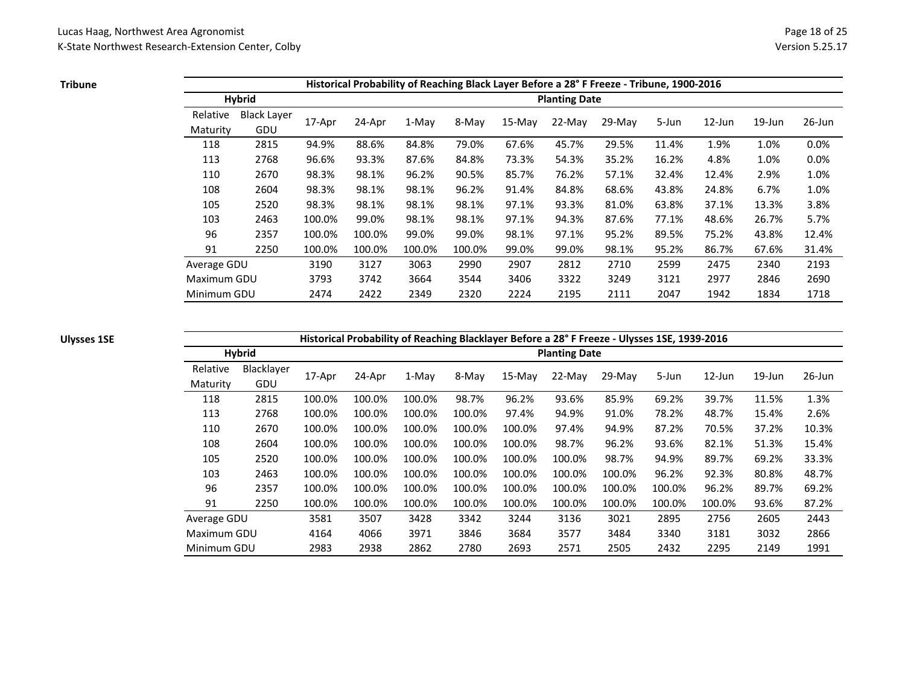**Tribune**

| Historical Probability of Reaching Black Layer Before a 28° F Freeze - Tribune, 1900-2016 | | | | | | | | | | | | |
|---|---|---|---|---|---|---|---|---|---|---|---|---|
| Hybrid | | Planting Date | | | | | | | | | | |
| Relative Maturity | Black Layer GDU | 17-Apr | 24-Apr | 1-May | 8-May | 15-May | 22-May | 29-May | 5-Jun | 12-Jun | 19-Jun | 26-Jun |
| 118 | 2815 | 94.9% | 88.6% | 84.8% | 79.0% | 67.6% | 45.7% | 29.5% | 11.4% | 1.9% | 1.0% | 0.0% |
| 113 | 2768 | 96.6% | 93.3% | 87.6% | 84.8% | 73.3% | 54.3% | 35.2% | 16.2% | 4.8% | 1.0% | 0.0% |
| 110 | 2670 | 98.3% | 98.1% | 96.2% | 90.5% | 85.7% | 76.2% | 57.1% | 32.4% | 12.4% | 2.9% | 1.0% |
| 108 | 2604 | 98.3% | 98.1% | 98.1% | 96.2% | 91.4% | 84.8% | 68.6% | 43.8% | 24.8% | 6.7% | 1.0% |
| 105 | 2520 | 98.3% | 98.1% | 98.1% | 98.1% | 97.1% | 93.3% | 81.0% | 63.8% | 37.1% | 13.3% | 3.8% |
| 103 | 2463 | 100.0% | 99.0% | 98.1% | 98.1% | 97.1% | 94.3% | 87.6% | 77.1% | 48.6% | 26.7% | 5.7% |
| 96 | 2357 | 100.0% | 100.0% | 99.0% | 99.0% | 98.1% | 97.1% | 95.2% | 89.5% | 75.2% | 43.8% | 12.4% |
| 91 | 2250 | 100.0% | 100.0% | 100.0% | 100.0% | 99.0% | 99.0% | 98.1% | 95.2% | 86.7% | 67.6% | 31.4% |
| Average GDU | | 3190 | 3127 | 3063 | 2990 | 2907 | 2812 | 2710 | 2599 | 2475 | 2340 | 2193 |
| Maximum GDU | | 3793 | 3742 | 3664 | 3544 | 3406 | 3322 | 3249 | 3121 | 2977 | 2846 | 2690 |
| Minimum GDU | | 2474 | 2422 | 2349 | 2320 | 2224 | 2195 | 2111 | 2047 | 1942 | 1834 | 1718 |

**Ulysses 1SE**

| Historical Probability of Reaching Blacklayer Before a 28° F Freeze - Ulysses 1SE, 1939-2016 | | | | | | | | | | | | |
|---|---|---|---|---|---|---|---|---|---|---|---|---|
| Hybrid | | Planting Date | | | | | | | | | | |
| Relative Maturity | Blacklayer GDU | 17-Apr | 24-Apr | 1-May | 8-May | 15-May | 22-May | 29-May | 5-Jun | 12-Jun | 19-Jun | 26-Jun |
| 118 | 2815 | 100.0% | 100.0% | 100.0% | 98.7% | 96.2% | 93.6% | 85.9% | 69.2% | 39.7% | 11.5% | 1.3% |
| 113 | 2768 | 100.0% | 100.0% | 100.0% | 100.0% | 97.4% | 94.9% | 91.0% | 78.2% | 48.7% | 15.4% | 2.6% |
| 110 | 2670 | 100.0% | 100.0% | 100.0% | 100.0% | 100.0% | 97.4% | 94.9% | 87.2% | 70.5% | 37.2% | 10.3% |
| 108 | 2604 | 100.0% | 100.0% | 100.0% | 100.0% | 100.0% | 98.7% | 96.2% | 93.6% | 82.1% | 51.3% | 15.4% |
| 105 | 2520 | 100.0% | 100.0% | 100.0% | 100.0% | 100.0% | 100.0% | 98.7% | 94.9% | 89.7% | 69.2% | 33.3% |
| 103 | 2463 | 100.0% | 100.0% | 100.0% | 100.0% | 100.0% | 100.0% | 100.0% | 96.2% | 92.3% | 80.8% | 48.7% |
| 96 | 2357 | 100.0% | 100.0% | 100.0% | 100.0% | 100.0% | 100.0% | 100.0% | 100.0% | 96.2% | 89.7% | 69.2% |
| 91 | 2250 | 100.0% | 100.0% | 100.0% | 100.0% | 100.0% | 100.0% | 100.0% | 100.0% | 100.0% | 93.6% | 87.2% |
| Average GDU | | 3581 | 3507 | 3428 | 3342 | 3244 | 3136 | 3021 | 2895 | 2756 | 2605 | 2443 |
| Maximum GDU | | 4164 | 4066 | 3971 | 3846 | 3684 | 3577 | 3484 | 3340 | 3181 | 3032 | 2866 |
| Minimum GDU | | 2983 | 2938 | 2862 | 2780 | 2693 | 2571 | 2505 | 2432 | 2295 | 2149 | 1991 |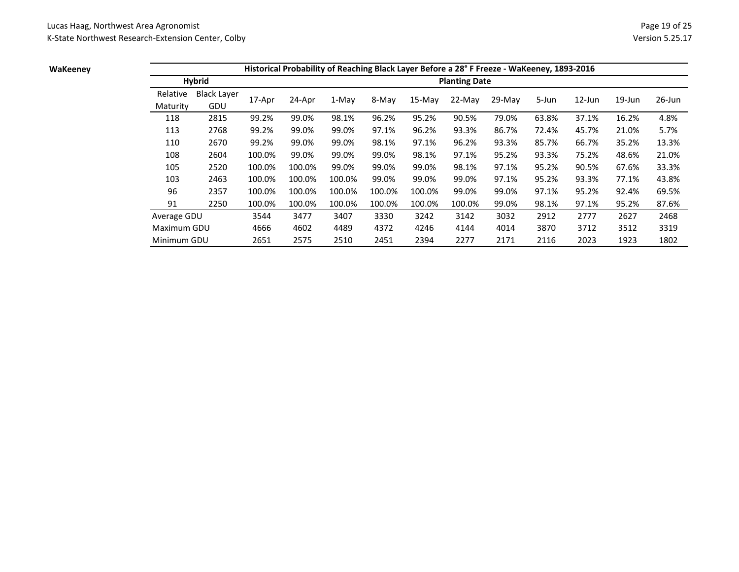**WaKeeney**

| Historical Probability of Reaching Black Layer Before a 28° F Freeze - WaKeeney, 1893-2016 | | | | | | | | | | | | |
|---|---|---|---|---|---|---|---|---|---|---|---|---|
| **Hybrid** | | **Planting Date** | | | | | | | | | | |
| Relative Maturity | Black Layer GDU | 17-Apr | 24-Apr | 1-May | 8-May | 15-May | 22-May | 29-May | 5-Jun | 12-Jun | 19-Jun | 26-Jun |
| 118 | 2815 | 99.2% | 99.0% | 98.1% | 96.2% | 95.2% | 90.5% | 79.0% | 63.8% | 37.1% | 16.2% | 4.8% |
| 113 | 2768 | 99.2% | 99.0% | 99.0% | 97.1% | 96.2% | 93.3% | 86.7% | 72.4% | 45.7% | 21.0% | 5.7% |
| 110 | 2670 | 99.2% | 99.0% | 99.0% | 98.1% | 97.1% | 96.2% | 93.3% | 85.7% | 66.7% | 35.2% | 13.3% |
| 108 | 2604 | 100.0% | 99.0% | 99.0% | 99.0% | 98.1% | 97.1% | 95.2% | 93.3% | 75.2% | 48.6% | 21.0% |
| 105 | 2520 | 100.0% | 100.0% | 99.0% | 99.0% | 99.0% | 98.1% | 97.1% | 95.2% | 90.5% | 67.6% | 33.3% |
| 103 | 2463 | 100.0% | 100.0% | 100.0% | 99.0% | 99.0% | 99.0% | 97.1% | 95.2% | 93.3% | 77.1% | 43.8% |
| 96 | 2357 | 100.0% | 100.0% | 100.0% | 100.0% | 100.0% | 99.0% | 99.0% | 97.1% | 95.2% | 92.4% | 69.5% |
| 91 | 2250 | 100.0% | 100.0% | 100.0% | 100.0% | 100.0% | 100.0% | 99.0% | 98.1% | 97.1% | 95.2% | 87.6% |
| Average GDU | | 3544 | 3477 | 3407 | 3330 | 3242 | 3142 | 3032 | 2912 | 2777 | 2627 | 2468 |
| Maximum GDU | | 4666 | 4602 | 4489 | 4372 | 4246 | 4144 | 4014 | 3870 | 3712 | 3512 | 3319 |
| Minimum GDU | | 2651 | 2575 | 2510 | 2451 | 2394 | 2277 | 2171 | 2116 | 2023 | 1923 | 1802 |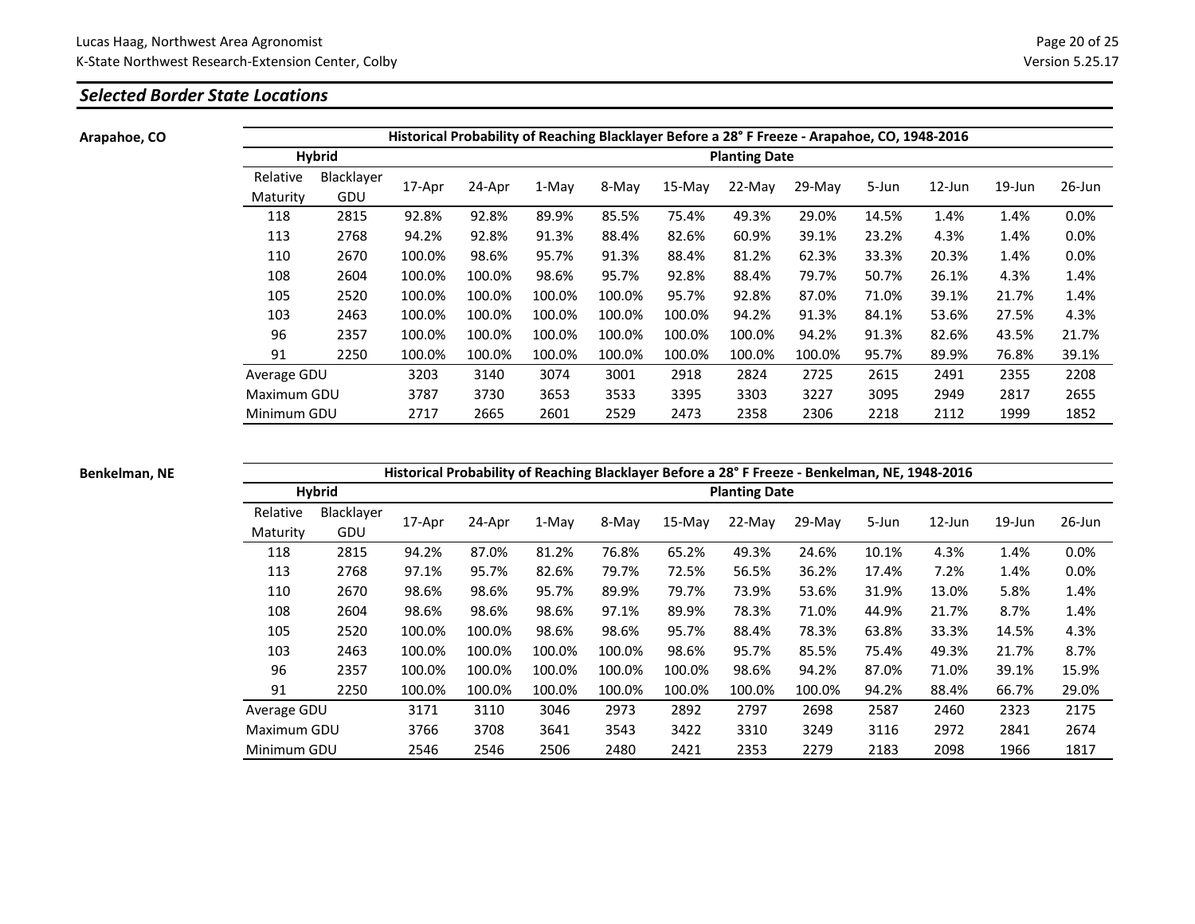## *Selected Border State Locations*

**Arapahoe, CO**

| Historical Probability of Reaching Blacklayer Before a 28° F Freeze - Arapahoe, CO, 1948-2016 | | | | | | | | | | | | |
|---|---|---|---|---|---|---|---|---|---|---|---|---|
| Hybrid | | Planting Date | | | | | | | | | | |
| Relative Maturity | Blacklayer GDU | 17-Apr | 24-Apr | 1-May | 8-May | 15-May | 22-May | 29-May | 5-Jun | 12-Jun | 19-Jun | 26-Jun |
| 118 | 2815 | 92.8% | 92.8% | 89.9% | 85.5% | 75.4% | 49.3% | 29.0% | 14.5% | 1.4% | 1.4% | 0.0% |
| 113 | 2768 | 94.2% | 92.8% | 91.3% | 88.4% | 82.6% | 60.9% | 39.1% | 23.2% | 4.3% | 1.4% | 0.0% |
| 110 | 2670 | 100.0% | 98.6% | 95.7% | 91.3% | 88.4% | 81.2% | 62.3% | 33.3% | 20.3% | 1.4% | 0.0% |
| 108 | 2604 | 100.0% | 100.0% | 98.6% | 95.7% | 92.8% | 88.4% | 79.7% | 50.7% | 26.1% | 4.3% | 1.4% |
| 105 | 2520 | 100.0% | 100.0% | 100.0% | 100.0% | 95.7% | 92.8% | 87.0% | 71.0% | 39.1% | 21.7% | 1.4% |
| 103 | 2463 | 100.0% | 100.0% | 100.0% | 100.0% | 100.0% | 94.2% | 91.3% | 84.1% | 53.6% | 27.5% | 4.3% |
| 96 | 2357 | 100.0% | 100.0% | 100.0% | 100.0% | 100.0% | 100.0% | 94.2% | 91.3% | 82.6% | 43.5% | 21.7% |
| 91 | 2250 | 100.0% | 100.0% | 100.0% | 100.0% | 100.0% | 100.0% | 100.0% | 95.7% | 89.9% | 76.8% | 39.1% |
| Average GDU | | 3203 | 3140 | 3074 | 3001 | 2918 | 2824 | 2725 | 2615 | 2491 | 2355 | 2208 |
| Maximum GDU | | 3787 | 3730 | 3653 | 3533 | 3395 | 3303 | 3227 | 3095 | 2949 | 2817 | 2655 |
| Minimum GDU | | 2717 | 2665 | 2601 | 2529 | 2473 | 2358 | 2306 | 2218 | 2112 | 1999 | 1852 |

**Benkelman, NE**

| Historical Probability of Reaching Blacklayer Before a 28° F Freeze - Benkelman, NE, 1948-2016 | | | | | | | | | | | | |
|---|---|---|---|---|---|---|---|---|---|---|---|---|
| Hybrid | | Planting Date | | | | | | | | | | |
| Relative Maturity | Blacklayer GDU | 17-Apr | 24-Apr | 1-May | 8-May | 15-May | 22-May | 29-May | 5-Jun | 12-Jun | 19-Jun | 26-Jun |
| 118 | 2815 | 94.2% | 87.0% | 81.2% | 76.8% | 65.2% | 49.3% | 24.6% | 10.1% | 4.3% | 1.4% | 0.0% |
| 113 | 2768 | 97.1% | 95.7% | 82.6% | 79.7% | 72.5% | 56.5% | 36.2% | 17.4% | 7.2% | 1.4% | 0.0% |
| 110 | 2670 | 98.6% | 98.6% | 95.7% | 89.9% | 79.7% | 73.9% | 53.6% | 31.9% | 13.0% | 5.8% | 1.4% |
| 108 | 2604 | 98.6% | 98.6% | 98.6% | 97.1% | 89.9% | 78.3% | 71.0% | 44.9% | 21.7% | 8.7% | 1.4% |
| 105 | 2520 | 100.0% | 100.0% | 98.6% | 98.6% | 95.7% | 88.4% | 78.3% | 63.8% | 33.3% | 14.5% | 4.3% |
| 103 | 2463 | 100.0% | 100.0% | 100.0% | 100.0% | 98.6% | 95.7% | 85.5% | 75.4% | 49.3% | 21.7% | 8.7% |
| 96 | 2357 | 100.0% | 100.0% | 100.0% | 100.0% | 100.0% | 98.6% | 94.2% | 87.0% | 71.0% | 39.1% | 15.9% |
| 91 | 2250 | 100.0% | 100.0% | 100.0% | 100.0% | 100.0% | 100.0% | 100.0% | 94.2% | 88.4% | 66.7% | 29.0% |
| Average GDU | | 3171 | 3110 | 3046 | 2973 | 2892 | 2797 | 2698 | 2587 | 2460 | 2323 | 2175 |
| Maximum GDU | | 3766 | 3708 | 3641 | 3543 | 3422 | 3310 | 3249 | 3116 | 2972 | 2841 | 2674 |
| Minimum GDU | | 2546 | 2546 | 2506 | 2480 | 2421 | 2353 | 2279 | 2183 | 2098 | 1966 | 1817 |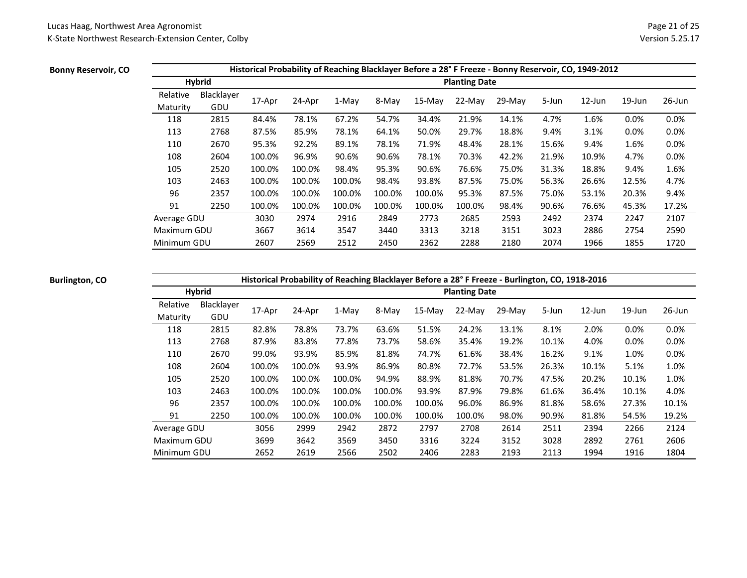**Bonny Reservoir, CO**

| Historical Probability of Reaching Blacklayer Before a 28° F Freeze - Bonny Reservoir, CO, 1949-2012 | | | | | | | | | | | | |
|---|---|---|---|---|---|---|---|---|---|---|---|---|
| Hybrid | | Planting Date | | | | | | | | | | |
| Relative Maturity | Blacklayer GDU | 17-Apr | 24-Apr | 1-May | 8-May | 15-May | 22-May | 29-May | 5-Jun | 12-Jun | 19-Jun | 26-Jun |
| 118 | 2815 | 84.4% | 78.1% | 67.2% | 54.7% | 34.4% | 21.9% | 14.1% | 4.7% | 1.6% | 0.0% | 0.0% |
| 113 | 2768 | 87.5% | 85.9% | 78.1% | 64.1% | 50.0% | 29.7% | 18.8% | 9.4% | 3.1% | 0.0% | 0.0% |
| 110 | 2670 | 95.3% | 92.2% | 89.1% | 78.1% | 71.9% | 48.4% | 28.1% | 15.6% | 9.4% | 1.6% | 0.0% |
| 108 | 2604 | 100.0% | 96.9% | 90.6% | 90.6% | 78.1% | 70.3% | 42.2% | 21.9% | 10.9% | 4.7% | 0.0% |
| 105 | 2520 | 100.0% | 100.0% | 98.4% | 95.3% | 90.6% | 76.6% | 75.0% | 31.3% | 18.8% | 9.4% | 1.6% |
| 103 | 2463 | 100.0% | 100.0% | 100.0% | 98.4% | 93.8% | 87.5% | 75.0% | 56.3% | 26.6% | 12.5% | 4.7% |
| 96 | 2357 | 100.0% | 100.0% | 100.0% | 100.0% | 100.0% | 95.3% | 87.5% | 75.0% | 53.1% | 20.3% | 9.4% |
| 91 | 2250 | 100.0% | 100.0% | 100.0% | 100.0% | 100.0% | 100.0% | 98.4% | 90.6% | 76.6% | 45.3% | 17.2% |
| Average GDU | | 3030 | 2974 | 2916 | 2849 | 2773 | 2685 | 2593 | 2492 | 2374 | 2247 | 2107 |
| Maximum GDU | | 3667 | 3614 | 3547 | 3440 | 3313 | 3218 | 3151 | 3023 | 2886 | 2754 | 2590 |
| Minimum GDU | | 2607 | 2569 | 2512 | 2450 | 2362 | 2288 | 2180 | 2074 | 1966 | 1855 | 1720 |

**Burlington, CO**

| Historical Probability of Reaching Blacklayer Before a 28° F Freeze - Burlington, CO, 1918-2016 | | | | | | | | | | | | |
|---|---|---|---|---|---|---|---|---|---|---|---|---|
| Hybrid | | Planting Date | | | | | | | | | | |
| Relative Maturity | Blacklayer GDU | 17-Apr | 24-Apr | 1-May | 8-May | 15-May | 22-May | 29-May | 5-Jun | 12-Jun | 19-Jun | 26-Jun |
| 118 | 2815 | 82.8% | 78.8% | 73.7% | 63.6% | 51.5% | 24.2% | 13.1% | 8.1% | 2.0% | 0.0% | 0.0% |
| 113 | 2768 | 87.9% | 83.8% | 77.8% | 73.7% | 58.6% | 35.4% | 19.2% | 10.1% | 4.0% | 0.0% | 0.0% |
| 110 | 2670 | 99.0% | 93.9% | 85.9% | 81.8% | 74.7% | 61.6% | 38.4% | 16.2% | 9.1% | 1.0% | 0.0% |
| 108 | 2604 | 100.0% | 100.0% | 93.9% | 86.9% | 80.8% | 72.7% | 53.5% | 26.3% | 10.1% | 5.1% | 1.0% |
| 105 | 2520 | 100.0% | 100.0% | 100.0% | 94.9% | 88.9% | 81.8% | 70.7% | 47.5% | 20.2% | 10.1% | 1.0% |
| 103 | 2463 | 100.0% | 100.0% | 100.0% | 100.0% | 93.9% | 87.9% | 79.8% | 61.6% | 36.4% | 10.1% | 4.0% |
| 96 | 2357 | 100.0% | 100.0% | 100.0% | 100.0% | 100.0% | 96.0% | 86.9% | 81.8% | 58.6% | 27.3% | 10.1% |
| 91 | 2250 | 100.0% | 100.0% | 100.0% | 100.0% | 100.0% | 100.0% | 98.0% | 90.9% | 81.8% | 54.5% | 19.2% |
| Average GDU | | 3056 | 2999 | 2942 | 2872 | 2797 | 2708 | 2614 | 2511 | 2394 | 2266 | 2124 |
| Maximum GDU | | 3699 | 3642 | 3569 | 3450 | 3316 | 3224 | 3152 | 3028 | 2892 | 2761 | 2606 |
| Minimum GDU | | 2652 | 2619 | 2566 | 2502 | 2406 | 2283 | 2193 | 2113 | 1994 | 1916 | 1804 |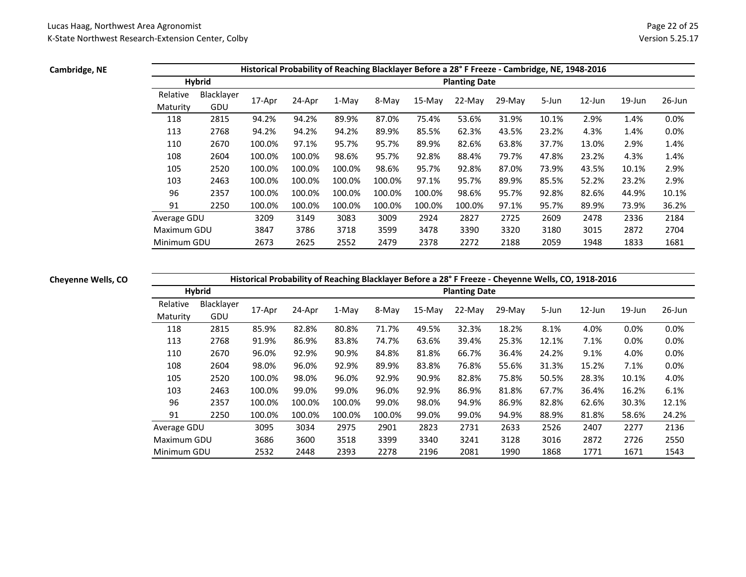**Cambridge, NE**

| Historical Probability of Reaching Blacklayer Before a 28° F Freeze - Cambridge, NE, 1948-2016 | | | | | | | | | | | | |
|---|---|---|---|---|---|---|---|---|---|---|---|---|
| Hybrid | | Planting Date | | | | | | | | | | |
| Relative Maturity | Blacklayer GDU | 17-Apr | 24-Apr | 1-May | 8-May | 15-May | 22-May | 29-May | 5-Jun | 12-Jun | 19-Jun | 26-Jun |
| 118 | 2815 | 94.2% | 94.2% | 89.9% | 87.0% | 75.4% | 53.6% | 31.9% | 10.1% | 2.9% | 1.4% | 0.0% |
| 113 | 2768 | 94.2% | 94.2% | 94.2% | 89.9% | 85.5% | 62.3% | 43.5% | 23.2% | 4.3% | 1.4% | 0.0% |
| 110 | 2670 | 100.0% | 97.1% | 95.7% | 95.7% | 89.9% | 82.6% | 63.8% | 37.7% | 13.0% | 2.9% | 1.4% |
| 108 | 2604 | 100.0% | 100.0% | 98.6% | 95.7% | 92.8% | 88.4% | 79.7% | 47.8% | 23.2% | 4.3% | 1.4% |
| 105 | 2520 | 100.0% | 100.0% | 100.0% | 98.6% | 95.7% | 92.8% | 87.0% | 73.9% | 43.5% | 10.1% | 2.9% |
| 103 | 2463 | 100.0% | 100.0% | 100.0% | 100.0% | 97.1% | 95.7% | 89.9% | 85.5% | 52.2% | 23.2% | 2.9% |
| 96 | 2357 | 100.0% | 100.0% | 100.0% | 100.0% | 100.0% | 98.6% | 95.7% | 92.8% | 82.6% | 44.9% | 10.1% |
| 91 | 2250 | 100.0% | 100.0% | 100.0% | 100.0% | 100.0% | 100.0% | 97.1% | 95.7% | 89.9% | 73.9% | 36.2% |
| Average GDU | | 3209 | 3149 | 3083 | 3009 | 2924 | 2827 | 2725 | 2609 | 2478 | 2336 | 2184 |
| Maximum GDU | | 3847 | 3786 | 3718 | 3599 | 3478 | 3390 | 3320 | 3180 | 3015 | 2872 | 2704 |
| Minimum GDU | | 2673 | 2625 | 2552 | 2479 | 2378 | 2272 | 2188 | 2059 | 1948 | 1833 | 1681 |

**Cheyenne Wells, CO**

| Historical Probability of Reaching Blacklayer Before a 28° F Freeze - Cheyenne Wells, CO, 1918-2016 | | | | | | | | | | | | |
|---|---|---|---|---|---|---|---|---|---|---|---|---|
| Hybrid | | Planting Date | | | | | | | | | | |
| Relative Maturity | Blacklayer GDU | 17-Apr | 24-Apr | 1-May | 8-May | 15-May | 22-May | 29-May | 5-Jun | 12-Jun | 19-Jun | 26-Jun |
| 118 | 2815 | 85.9% | 82.8% | 80.8% | 71.7% | 49.5% | 32.3% | 18.2% | 8.1% | 4.0% | 0.0% | 0.0% |
| 113 | 2768 | 91.9% | 86.9% | 83.8% | 74.7% | 63.6% | 39.4% | 25.3% | 12.1% | 7.1% | 0.0% | 0.0% |
| 110 | 2670 | 96.0% | 92.9% | 90.9% | 84.8% | 81.8% | 66.7% | 36.4% | 24.2% | 9.1% | 4.0% | 0.0% |
| 108 | 2604 | 98.0% | 96.0% | 92.9% | 89.9% | 83.8% | 76.8% | 55.6% | 31.3% | 15.2% | 7.1% | 0.0% |
| 105 | 2520 | 100.0% | 98.0% | 96.0% | 92.9% | 90.9% | 82.8% | 75.8% | 50.5% | 28.3% | 10.1% | 4.0% |
| 103 | 2463 | 100.0% | 99.0% | 99.0% | 96.0% | 92.9% | 86.9% | 81.8% | 67.7% | 36.4% | 16.2% | 6.1% |
| 96 | 2357 | 100.0% | 100.0% | 100.0% | 99.0% | 98.0% | 94.9% | 86.9% | 82.8% | 62.6% | 30.3% | 12.1% |
| 91 | 2250 | 100.0% | 100.0% | 100.0% | 100.0% | 99.0% | 99.0% | 94.9% | 88.9% | 81.8% | 58.6% | 24.2% |
| Average GDU | | 3095 | 3034 | 2975 | 2901 | 2823 | 2731 | 2633 | 2526 | 2407 | 2277 | 2136 |
| Maximum GDU | | 3686 | 3600 | 3518 | 3399 | 3340 | 3241 | 3128 | 3016 | 2872 | 2726 | 2550 |
| Minimum GDU | | 2532 | 2448 | 2393 | 2278 | 2196 | 2081 | 1990 | 1868 | 1771 | 1671 | 1543 |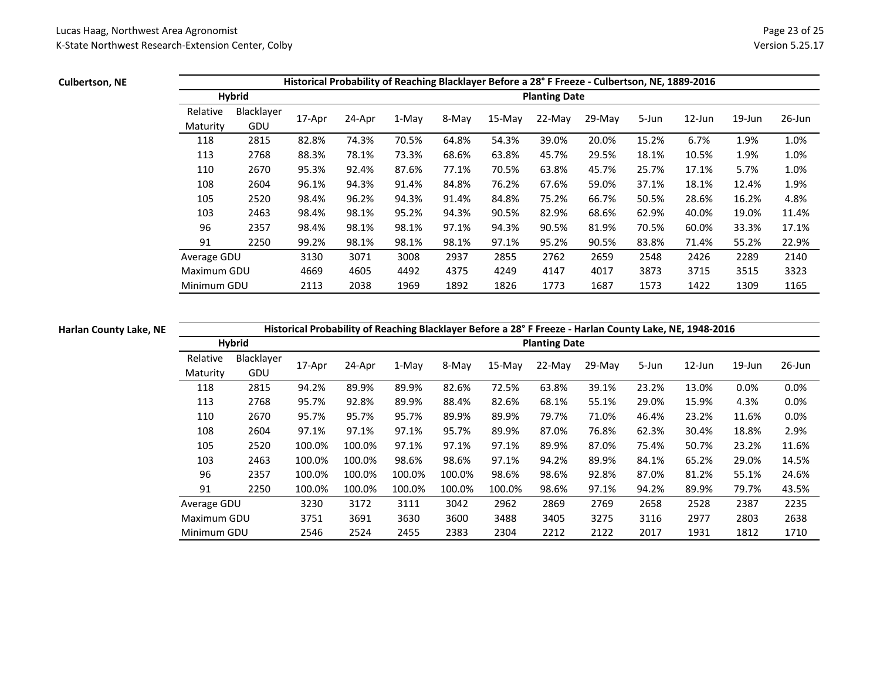**Culbertson, NE**

| Historical Probability of Reaching Blacklayer Before a 28° F Freeze - Culbertson, NE, 1889-2016 | | | | | | | | | | | | |
|---|---|---|---|---|---|---|---|---|---|---|---|---|
| Hybrid | | Planting Date | | | | | | | | | | |
| Relative Maturity | Blacklayer GDU | 17-Apr | 24-Apr | 1-May | 8-May | 15-May | 22-May | 29-May | 5-Jun | 12-Jun | 19-Jun | 26-Jun |
| 118 | 2815 | 82.8% | 74.3% | 70.5% | 64.8% | 54.3% | 39.0% | 20.0% | 15.2% | 6.7% | 1.9% | 1.0% |
| 113 | 2768 | 88.3% | 78.1% | 73.3% | 68.6% | 63.8% | 45.7% | 29.5% | 18.1% | 10.5% | 1.9% | 1.0% |
| 110 | 2670 | 95.3% | 92.4% | 87.6% | 77.1% | 70.5% | 63.8% | 45.7% | 25.7% | 17.1% | 5.7% | 1.0% |
| 108 | 2604 | 96.1% | 94.3% | 91.4% | 84.8% | 76.2% | 67.6% | 59.0% | 37.1% | 18.1% | 12.4% | 1.9% |
| 105 | 2520 | 98.4% | 96.2% | 94.3% | 91.4% | 84.8% | 75.2% | 66.7% | 50.5% | 28.6% | 16.2% | 4.8% |
| 103 | 2463 | 98.4% | 98.1% | 95.2% | 94.3% | 90.5% | 82.9% | 68.6% | 62.9% | 40.0% | 19.0% | 11.4% |
| 96 | 2357 | 98.4% | 98.1% | 98.1% | 97.1% | 94.3% | 90.5% | 81.9% | 70.5% | 60.0% | 33.3% | 17.1% |
| 91 | 2250 | 99.2% | 98.1% | 98.1% | 98.1% | 97.1% | 95.2% | 90.5% | 83.8% | 71.4% | 55.2% | 22.9% |
| Average GDU | | 3130 | 3071 | 3008 | 2937 | 2855 | 2762 | 2659 | 2548 | 2426 | 2289 | 2140 |
| Maximum GDU | | 4669 | 4605 | 4492 | 4375 | 4249 | 4147 | 4017 | 3873 | 3715 | 3515 | 3323 |
| Minimum GDU | | 2113 | 2038 | 1969 | 1892 | 1826 | 1773 | 1687 | 1573 | 1422 | 1309 | 1165 |

**Harlan County Lake, NE**

| Historical Probability of Reaching Blacklayer Before a 28° F Freeze - Harlan County Lake, NE, 1948-2016 | | | | | | | | | | | | |
|---|---|---|---|---|---|---|---|---|---|---|---|---|
| Hybrid | | Planting Date | | | | | | | | | | |
| Relative Maturity | Blacklayer GDU | 17-Apr | 24-Apr | 1-May | 8-May | 15-May | 22-May | 29-May | 5-Jun | 12-Jun | 19-Jun | 26-Jun |
| 118 | 2815 | 94.2% | 89.9% | 89.9% | 82.6% | 72.5% | 63.8% | 39.1% | 23.2% | 13.0% | 0.0% | 0.0% |
| 113 | 2768 | 95.7% | 92.8% | 89.9% | 88.4% | 82.6% | 68.1% | 55.1% | 29.0% | 15.9% | 4.3% | 0.0% |
| 110 | 2670 | 95.7% | 95.7% | 95.7% | 89.9% | 89.9% | 79.7% | 71.0% | 46.4% | 23.2% | 11.6% | 0.0% |
| 108 | 2604 | 97.1% | 97.1% | 97.1% | 95.7% | 89.9% | 87.0% | 76.8% | 62.3% | 30.4% | 18.8% | 2.9% |
| 105 | 2520 | 100.0% | 100.0% | 97.1% | 97.1% | 97.1% | 89.9% | 87.0% | 75.4% | 50.7% | 23.2% | 11.6% |
| 103 | 2463 | 100.0% | 100.0% | 98.6% | 98.6% | 97.1% | 94.2% | 89.9% | 84.1% | 65.2% | 29.0% | 14.5% |
| 96 | 2357 | 100.0% | 100.0% | 100.0% | 100.0% | 98.6% | 98.6% | 92.8% | 87.0% | 81.2% | 55.1% | 24.6% |
| 91 | 2250 | 100.0% | 100.0% | 100.0% | 100.0% | 100.0% | 98.6% | 97.1% | 94.2% | 89.9% | 79.7% | 43.5% |
| Average GDU | | 3230 | 3172 | 3111 | 3042 | 2962 | 2869 | 2769 | 2658 | 2528 | 2387 | 2235 |
| Maximum GDU | | 3751 | 3691 | 3630 | 3600 | 3488 | 3405 | 3275 | 3116 | 2977 | 2803 | 2638 |
| Minimum GDU | | 2546 | 2524 | 2455 | 2383 | 2304 | 2212 | 2122 | 2017 | 1931 | 1812 | 1710 |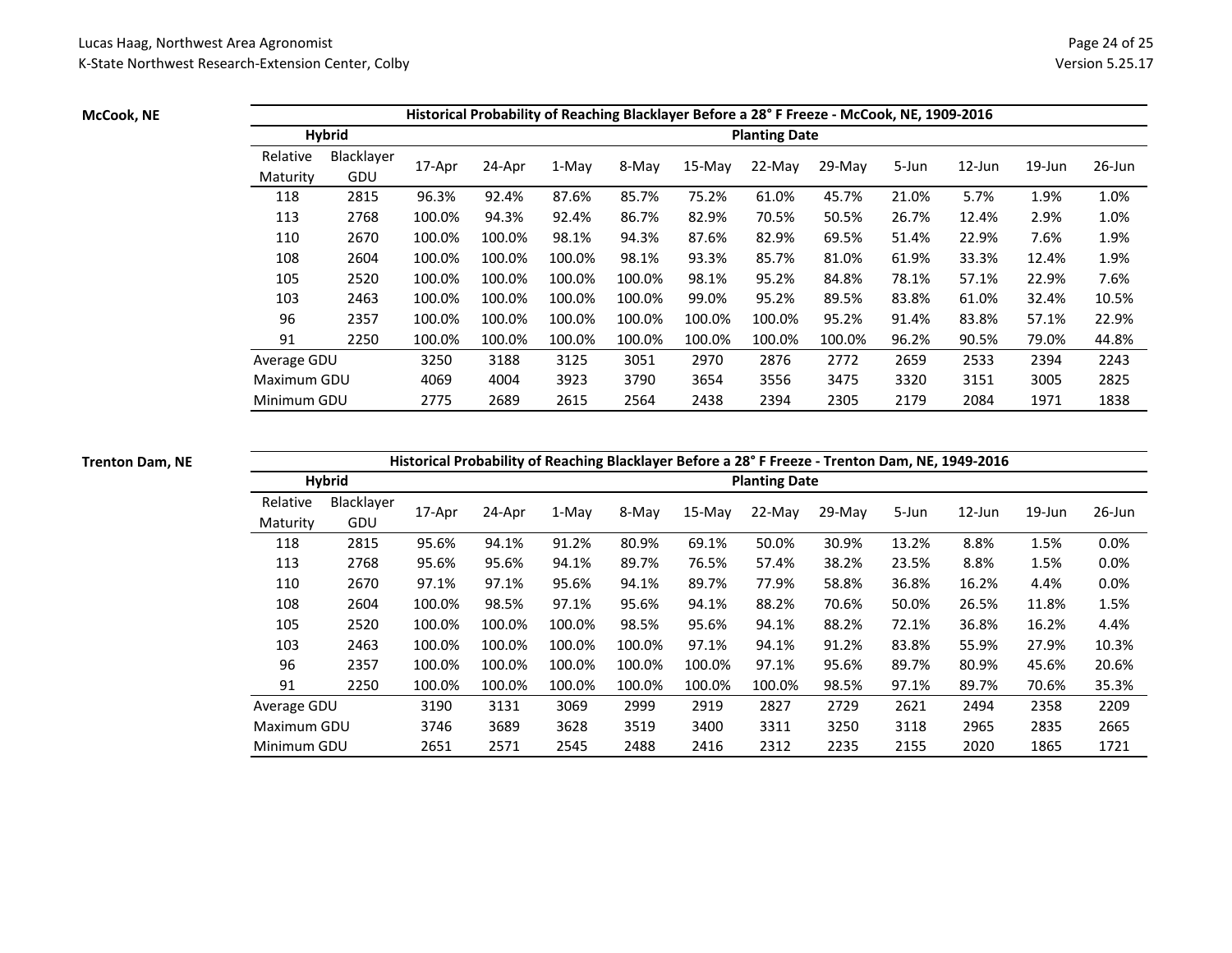**McCook, NE**

| Historical Probability of Reaching Blacklayer Before a 28° F Freeze - McCook, NE, 1909-2016 | | | | | | | | | | | | |
|---|---|---|---|---|---|---|---|---|---|---|---|---|
| Hybrid | | Planting Date | | | | | | | | | | |
| Relative Maturity | Blacklayer GDU | 17-Apr | 24-Apr | 1-May | 8-May | 15-May | 22-May | 29-May | 5-Jun | 12-Jun | 19-Jun | 26-Jun |
| 118 | 2815 | 96.3% | 92.4% | 87.6% | 85.7% | 75.2% | 61.0% | 45.7% | 21.0% | 5.7% | 1.9% | 1.0% |
| 113 | 2768 | 100.0% | 94.3% | 92.4% | 86.7% | 82.9% | 70.5% | 50.5% | 26.7% | 12.4% | 2.9% | 1.0% |
| 110 | 2670 | 100.0% | 100.0% | 98.1% | 94.3% | 87.6% | 82.9% | 69.5% | 51.4% | 22.9% | 7.6% | 1.9% |
| 108 | 2604 | 100.0% | 100.0% | 100.0% | 98.1% | 93.3% | 85.7% | 81.0% | 61.9% | 33.3% | 12.4% | 1.9% |
| 105 | 2520 | 100.0% | 100.0% | 100.0% | 100.0% | 98.1% | 95.2% | 84.8% | 78.1% | 57.1% | 22.9% | 7.6% |
| 103 | 2463 | 100.0% | 100.0% | 100.0% | 100.0% | 99.0% | 95.2% | 89.5% | 83.8% | 61.0% | 32.4% | 10.5% |
| 96 | 2357 | 100.0% | 100.0% | 100.0% | 100.0% | 100.0% | 100.0% | 95.2% | 91.4% | 83.8% | 57.1% | 22.9% |
| 91 | 2250 | 100.0% | 100.0% | 100.0% | 100.0% | 100.0% | 100.0% | 100.0% | 96.2% | 90.5% | 79.0% | 44.8% |
| Average GDU | | 3250 | 3188 | 3125 | 3051 | 2970 | 2876 | 2772 | 2659 | 2533 | 2394 | 2243 |
| Maximum GDU | | 4069 | 4004 | 3923 | 3790 | 3654 | 3556 | 3475 | 3320 | 3151 | 3005 | 2825 |
| Minimum GDU | | 2775 | 2689 | 2615 | 2564 | 2438 | 2394 | 2305 | 2179 | 2084 | 1971 | 1838 |

**Trenton Dam, NE**

| Historical Probability of Reaching Blacklayer Before a 28° F Freeze - Trenton Dam, NE, 1949-2016 | | | | | | | | | | | | |
|---|---|---|---|---|---|---|---|---|---|---|---|---|
| Hybrid | | Planting Date | | | | | | | | | | |
| Relative Maturity | Blacklayer GDU | 17-Apr | 24-Apr | 1-May | 8-May | 15-May | 22-May | 29-May | 5-Jun | 12-Jun | 19-Jun | 26-Jun |
| 118 | 2815 | 95.6% | 94.1% | 91.2% | 80.9% | 69.1% | 50.0% | 30.9% | 13.2% | 8.8% | 1.5% | 0.0% |
| 113 | 2768 | 95.6% | 95.6% | 94.1% | 89.7% | 76.5% | 57.4% | 38.2% | 23.5% | 8.8% | 1.5% | 0.0% |
| 110 | 2670 | 97.1% | 97.1% | 95.6% | 94.1% | 89.7% | 77.9% | 58.8% | 36.8% | 16.2% | 4.4% | 0.0% |
| 108 | 2604 | 100.0% | 98.5% | 97.1% | 95.6% | 94.1% | 88.2% | 70.6% | 50.0% | 26.5% | 11.8% | 1.5% |
| 105 | 2520 | 100.0% | 100.0% | 100.0% | 98.5% | 95.6% | 94.1% | 88.2% | 72.1% | 36.8% | 16.2% | 4.4% |
| 103 | 2463 | 100.0% | 100.0% | 100.0% | 100.0% | 97.1% | 94.1% | 91.2% | 83.8% | 55.9% | 27.9% | 10.3% |
| 96 | 2357 | 100.0% | 100.0% | 100.0% | 100.0% | 100.0% | 97.1% | 95.6% | 89.7% | 80.9% | 45.6% | 20.6% |
| 91 | 2250 | 100.0% | 100.0% | 100.0% | 100.0% | 100.0% | 100.0% | 98.5% | 97.1% | 89.7% | 70.6% | 35.3% |
| Average GDU | | 3190 | 3131 | 3069 | 2999 | 2919 | 2827 | 2729 | 2621 | 2494 | 2358 | 2209 |
| Maximum GDU | | 3746 | 3689 | 3628 | 3519 | 3400 | 3311 | 3250 | 3118 | 2965 | 2835 | 2665 |
| Minimum GDU | | 2651 | 2571 | 2545 | 2488 | 2416 | 2312 | 2235 | 2155 | 2020 | 1865 | 1721 |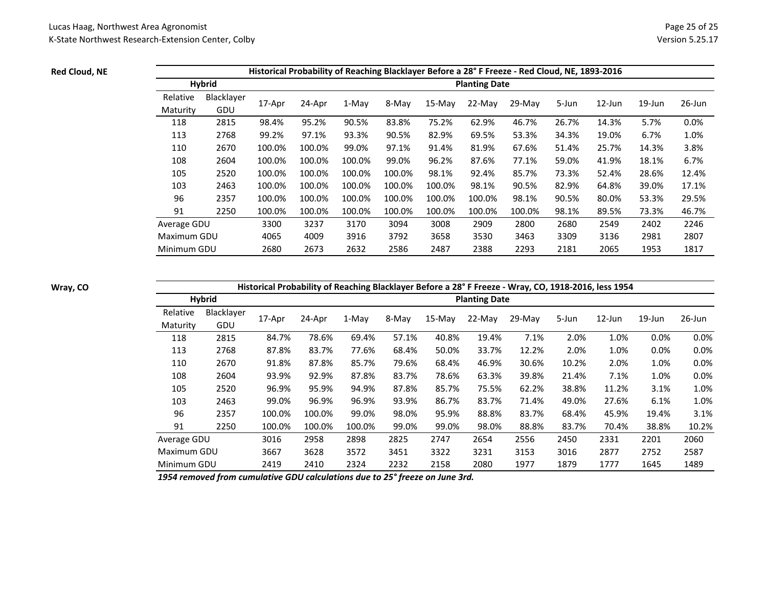**Red Cloud, NE**

| Historical Probability of Reaching Blacklayer Before a 28° F Freeze - Red Cloud, NE, 1893-2016 | | | | | | | | | | | | |
|---|---|---|---|---|---|---|---|---|---|---|---|---|
| Hybrid | | Planting Date | | | | | | | | | | |
| Relative Maturity | Blacklayer GDU | 17-Apr | 24-Apr | 1-May | 8-May | 15-May | 22-May | 29-May | 5-Jun | 12-Jun | 19-Jun | 26-Jun |
| 118 | 2815 | 98.4% | 95.2% | 90.5% | 83.8% | 75.2% | 62.9% | 46.7% | 26.7% | 14.3% | 5.7% | 0.0% |
| 113 | 2768 | 99.2% | 97.1% | 93.3% | 90.5% | 82.9% | 69.5% | 53.3% | 34.3% | 19.0% | 6.7% | 1.0% |
| 110 | 2670 | 100.0% | 100.0% | 99.0% | 97.1% | 91.4% | 81.9% | 67.6% | 51.4% | 25.7% | 14.3% | 3.8% |
| 108 | 2604 | 100.0% | 100.0% | 100.0% | 99.0% | 96.2% | 87.6% | 77.1% | 59.0% | 41.9% | 18.1% | 6.7% |
| 105 | 2520 | 100.0% | 100.0% | 100.0% | 100.0% | 98.1% | 92.4% | 85.7% | 73.3% | 52.4% | 28.6% | 12.4% |
| 103 | 2463 | 100.0% | 100.0% | 100.0% | 100.0% | 100.0% | 98.1% | 90.5% | 82.9% | 64.8% | 39.0% | 17.1% |
| 96 | 2357 | 100.0% | 100.0% | 100.0% | 100.0% | 100.0% | 100.0% | 98.1% | 90.5% | 80.0% | 53.3% | 29.5% |
| 91 | 2250 | 100.0% | 100.0% | 100.0% | 100.0% | 100.0% | 100.0% | 100.0% | 98.1% | 89.5% | 73.3% | 46.7% |
| Average GDU | | 3300 | 3237 | 3170 | 3094 | 3008 | 2909 | 2800 | 2680 | 2549 | 2402 | 2246 |
| Maximum GDU | | 4065 | 4009 | 3916 | 3792 | 3658 | 3530 | 3463 | 3309 | 3136 | 2981 | 2807 |
| Minimum GDU | | 2680 | 2673 | 2632 | 2586 | 2487 | 2388 | 2293 | 2181 | 2065 | 1953 | 1817 |

**Wray, CO**

| Historical Probability of Reaching Blacklayer Before a 28° F Freeze - Wray, CO, 1918-2016, less 1954 | | | | | | | | | | | | |
|---|---|---|---|---|---|---|---|---|---|---|---|---|
| Hybrid | | Planting Date | | | | | | | | | | |
| Relative Maturity | Blacklayer GDU | 17-Apr | 24-Apr | 1-May | 8-May | 15-May | 22-May | 29-May | 5-Jun | 12-Jun | 19-Jun | 26-Jun |
| 118 | 2815 | 84.7% | 78.6% | 69.4% | 57.1% | 40.8% | 19.4% | 7.1% | 2.0% | 1.0% | 0.0% | 0.0% |
| 113 | 2768 | 87.8% | 83.7% | 77.6% | 68.4% | 50.0% | 33.7% | 12.2% | 2.0% | 1.0% | 0.0% | 0.0% |
| 110 | 2670 | 91.8% | 87.8% | 85.7% | 79.6% | 68.4% | 46.9% | 30.6% | 10.2% | 2.0% | 1.0% | 0.0% |
| 108 | 2604 | 93.9% | 92.9% | 87.8% | 83.7% | 78.6% | 63.3% | 39.8% | 21.4% | 7.1% | 1.0% | 0.0% |
| 105 | 2520 | 96.9% | 95.9% | 94.9% | 87.8% | 85.7% | 75.5% | 62.2% | 38.8% | 11.2% | 3.1% | 1.0% |
| 103 | 2463 | 99.0% | 96.9% | 96.9% | 93.9% | 86.7% | 83.7% | 71.4% | 49.0% | 27.6% | 6.1% | 1.0% |
| 96 | 2357 | 100.0% | 100.0% | 99.0% | 98.0% | 95.9% | 88.8% | 83.7% | 68.4% | 45.9% | 19.4% | 3.1% |
| 91 | 2250 | 100.0% | 100.0% | 100.0% | 99.0% | 99.0% | 98.0% | 88.8% | 83.7% | 70.4% | 38.8% | 10.2% |
| Average GDU | | 3016 | 2958 | 2898 | 2825 | 2747 | 2654 | 2556 | 2450 | 2331 | 2201 | 2060 |
| Maximum GDU | | 3667 | 3628 | 3572 | 3451 | 3322 | 3231 | 3153 | 3016 | 2877 | 2752 | 2587 |
| Minimum GDU | | 2419 | 2410 | 2324 | 2232 | 2158 | 2080 | 1977 | 1879 | 1777 | 1645 | 1489 |

***1954 removed from cumulative GDU calculations due to 25° freeze on June 3rd.***